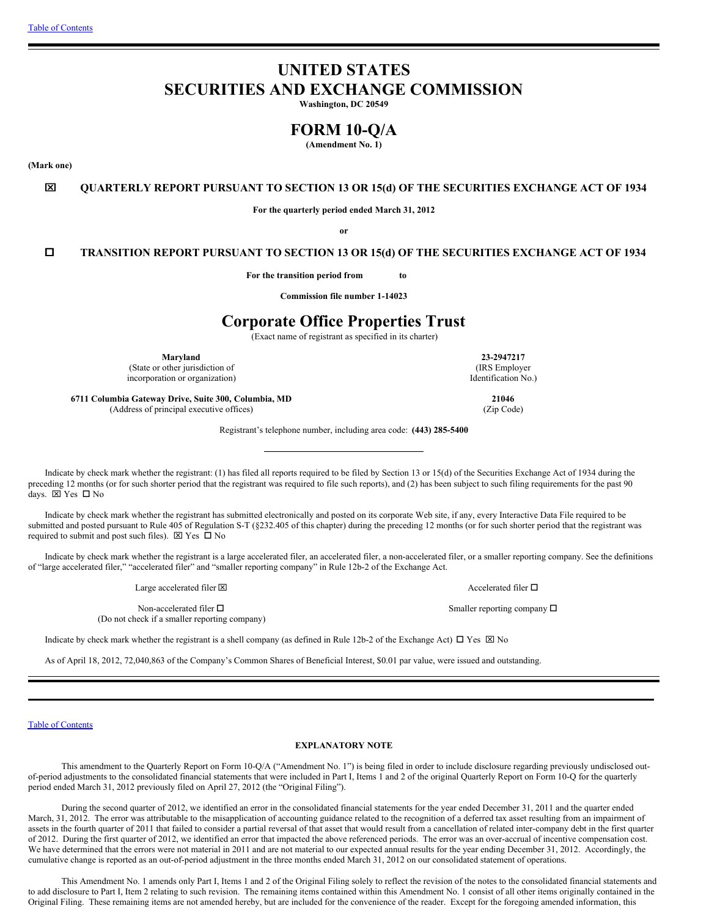[Table of Contents]

# UNITED STATES
# SECURITIES AND EXCHANGE COMMISSION

**Washington, DC 20549**

# FORM 10-Q/A

**(Amendment No. 1)**

**(Mark one)**

☒ **QUARTERLY REPORT PURSUANT TO SECTION 13 OR 15(d) OF THE SECURITIES EXCHANGE ACT OF 1934**

**For the quarterly period ended March 31, 2012**

**or**

☐ **TRANSITION REPORT PURSUANT TO SECTION 13 OR 15(d) OF THE SECURITIES EXCHANGE ACT OF 1934**

**For the transition period from to**

**Commission file number 1-14023**

# Corporate Office Properties Trust

(Exact name of registrant as specified in its charter)

| | |
|---|---|
| **Maryland**<br>(State or other jurisdiction of incorporation or organization) | **23-2947217**<br>(IRS Employer Identification No.) |
| **6711 Columbia Gateway Drive, Suite 300, Columbia, MD**<br>(Address of principal executive offices) | **21046**<br>(Zip Code) |

Registrant's telephone number, including area code: **(443) 285-5400**

Indicate by check mark whether the registrant: (1) has filed all reports required to be filed by Section 13 or 15(d) of the Securities Exchange Act of 1934 during the preceding 12 months (or for such shorter period that the registrant was required to file such reports), and (2) has been subject to such filing requirements for the past 90 days. ☒ Yes ☐ No

Indicate by check mark whether the registrant has submitted electronically and posted on its corporate Web site, if any, every Interactive Data File required to be submitted and posted pursuant to Rule 405 of Regulation S-T (§232.405 of this chapter) during the preceding 12 months (or for such shorter period that the registrant was required to submit and post such files). ☒ Yes ☐ No

Indicate by check mark whether the registrant is a large accelerated filer, an accelerated filer, a non-accelerated filer, or a smaller reporting company. See the definitions of "large accelerated filer," "accelerated filer" and "smaller reporting company" in Rule 12b-2 of the Exchange Act.

| | |
|---|---|
| Large accelerated filer ☒ | Accelerated filer ☐ |
| Non-accelerated filer ☐<br>(Do not check if a smaller reporting company) | Smaller reporting company ☐ |

Indicate by check mark whether the registrant is a shell company (as defined in Rule 12b-2 of the Exchange Act) ☐ Yes ☒ No

As of April 18, 2012, 72,040,863 of the Company's Common Shares of Beneficial Interest, $0.01 par value, were issued and outstanding.

---

[Table of Contents]

**EXPLANATORY NOTE**

This amendment to the Quarterly Report on Form 10-Q/A ("Amendment No. 1") is being filed in order to include disclosure regarding previously undisclosed out-of-period adjustments to the consolidated financial statements that were included in Part I, Items 1 and 2 of the original Quarterly Report on Form 10-Q for the quarterly period ended March 31, 2012 previously filed on April 27, 2012 (the "Original Filing").

During the second quarter of 2012, we identified an error in the consolidated financial statements for the year ended December 31, 2011 and the quarter ended March, 31, 2012. The error was attributable to the misapplication of accounting guidance related to the recognition of a deferred tax asset resulting from an impairment of assets in the fourth quarter of 2011 that failed to consider a partial reversal of that asset that would result from a cancellation of related inter-company debt in the first quarter of 2012. During the first quarter of 2012, we identified an error that impacted the above referenced periods. The error was an over-accrual of incentive compensation cost. We have determined that the errors were not material in 2011 and are not material to our expected annual results for the year ending December 31, 2012. Accordingly, the cumulative change is reported as an out-of-period adjustment in the three months ended March 31, 2012 on our consolidated statement of operations.

This Amendment No. 1 amends only Part I, Items 1 and 2 of the Original Filing solely to reflect the revision of the notes to the consolidated financial statements and to add disclosure to Part I, Item 2 relating to such revision. The remaining items contained within this Amendment No. 1 consist of all other items originally contained in the Original Filing. These remaining items are not amended hereby, but are included for the convenience of the reader. Except for the foregoing amended information, this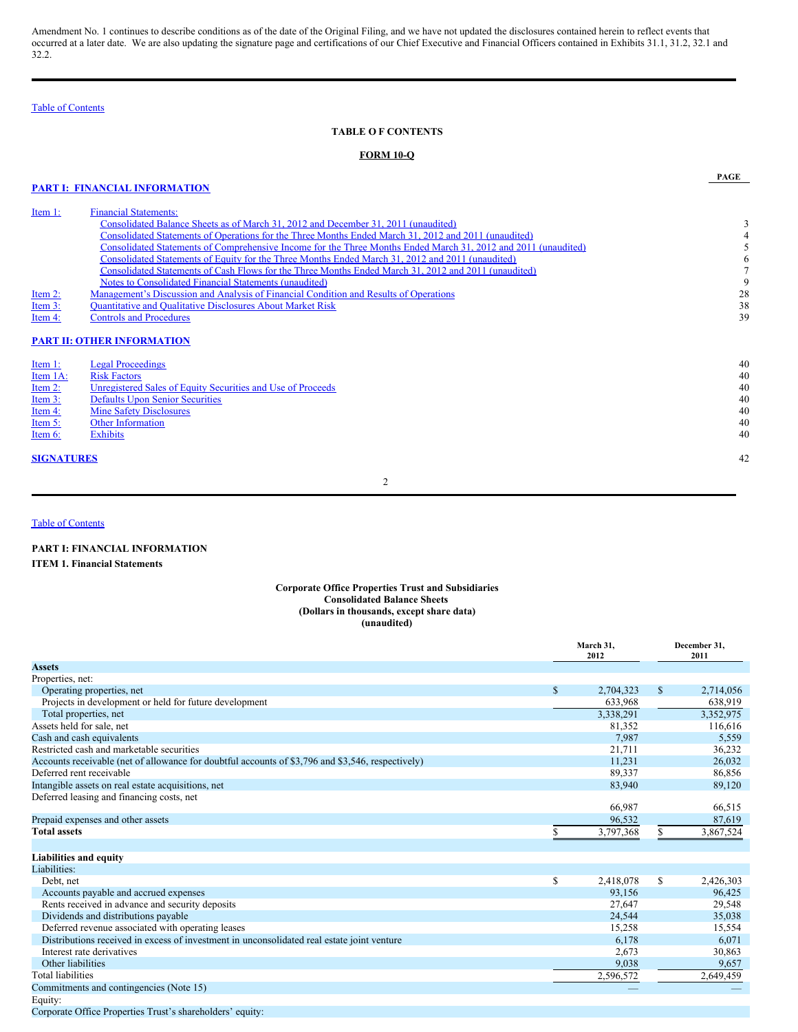Amendment No. 1 continues to describe conditions as of the date of the Original Filing, and we have not updated the disclosures contained herein to reflect events that occurred at a later date. We are also updating the signature page and certifications of our Chief Executive and Financial Officers contained in Exhibits 31.1, 31.2, 32.1 and 32.2.

Table of Contents

**TABLE O F CONTENTS**

**FORM 10-Q**

| | | PAGE |
|---|---|---|
| **PART I: FINANCIAL INFORMATION** | | |
| Item 1: | Financial Statements: | |
| | Consolidated Balance Sheets as of March 31, 2012 and December 31, 2011 (unaudited) | 3 |
| | Consolidated Statements of Operations for the Three Months Ended March 31, 2012 and 2011 (unaudited) | 4 |
| | Consolidated Statements of Comprehensive Income for the Three Months Ended March 31, 2012 and 2011 (unaudited) | 5 |
| | Consolidated Statements of Equity for the Three Months Ended March 31, 2012 and 2011 (unaudited) | 6 |
| | Consolidated Statements of Cash Flows for the Three Months Ended March 31, 2012 and 2011 (unaudited) | 7 |
| | Notes to Consolidated Financial Statements (unaudited) | 9 |
| Item 2: | Management's Discussion and Analysis of Financial Condition and Results of Operations | 28 |
| Item 3: | Quantitative and Qualitative Disclosures About Market Risk | 38 |
| Item 4: | Controls and Procedures | 39 |
| **PART II: OTHER INFORMATION** | | |
| Item 1: | Legal Proceedings | 40 |
| Item 1A: | Risk Factors | 40 |
| Item 2: | Unregistered Sales of Equity Securities and Use of Proceeds | 40 |
| Item 3: | Defaults Upon Senior Securities | 40 |
| Item 4: | Mine Safety Disclosures | 40 |
| Item 5: | Other Information | 40 |
| Item 6: | Exhibits | 40 |
| **SIGNATURES** | | 42 |

Table of Contents

**PART I: FINANCIAL INFORMATION**

**ITEM 1. Financial Statements**

**Corporate Office Properties Trust and Subsidiaries**
**Consolidated Balance Sheets**
**(Dollars in thousands, except share data)**
**(unaudited)**

| | March 31, 2012 | December 31, 2011 |
|---|---|---|
| **Assets** | | |
| Properties, net: | | |
| Operating properties, net | $ 2,704,323 | $ 2,714,056 |
| Projects in development or held for future development | 633,968 | 638,919 |
| Total properties, net | 3,338,291 | 3,352,975 |
| Assets held for sale, net | 81,352 | 116,616 |
| Cash and cash equivalents | 7,987 | 5,559 |
| Restricted cash and marketable securities | 21,711 | 36,232 |
| Accounts receivable (net of allowance for doubtful accounts of $3,796 and $3,546, respectively) | 11,231 | 26,032 |
| Deferred rent receivable | 89,337 | 86,856 |
| Intangible assets on real estate acquisitions, net | 83,940 | 89,120 |
| Deferred leasing and financing costs, net | 66,987 | 66,515 |
| Prepaid expenses and other assets | 96,532 | 87,619 |
| **Total assets** | $ 3,797,368 | $ 3,867,524 |
| | | |
| **Liabilities and equity** | | |
| Liabilities: | | |
| Debt, net | $ 2,418,078 | $ 2,426,303 |
| Accounts payable and accrued expenses | 93,156 | 96,425 |
| Rents received in advance and security deposits | 27,647 | 29,548 |
| Dividends and distributions payable | 24,544 | 35,038 |
| Deferred revenue associated with operating leases | 15,258 | 15,554 |
| Distributions received in excess of investment in unconsolidated real estate joint venture | 6,178 | 6,071 |
| Interest rate derivatives | 2,673 | 30,863 |
| Other liabilities | 9,038 | 9,657 |
| Total liabilities | 2,596,572 | 2,649,459 |
| Commitments and contingencies (Note 15) | — | — |
| Equity: | | |
| Corporate Office Properties Trust's shareholders' equity: | | |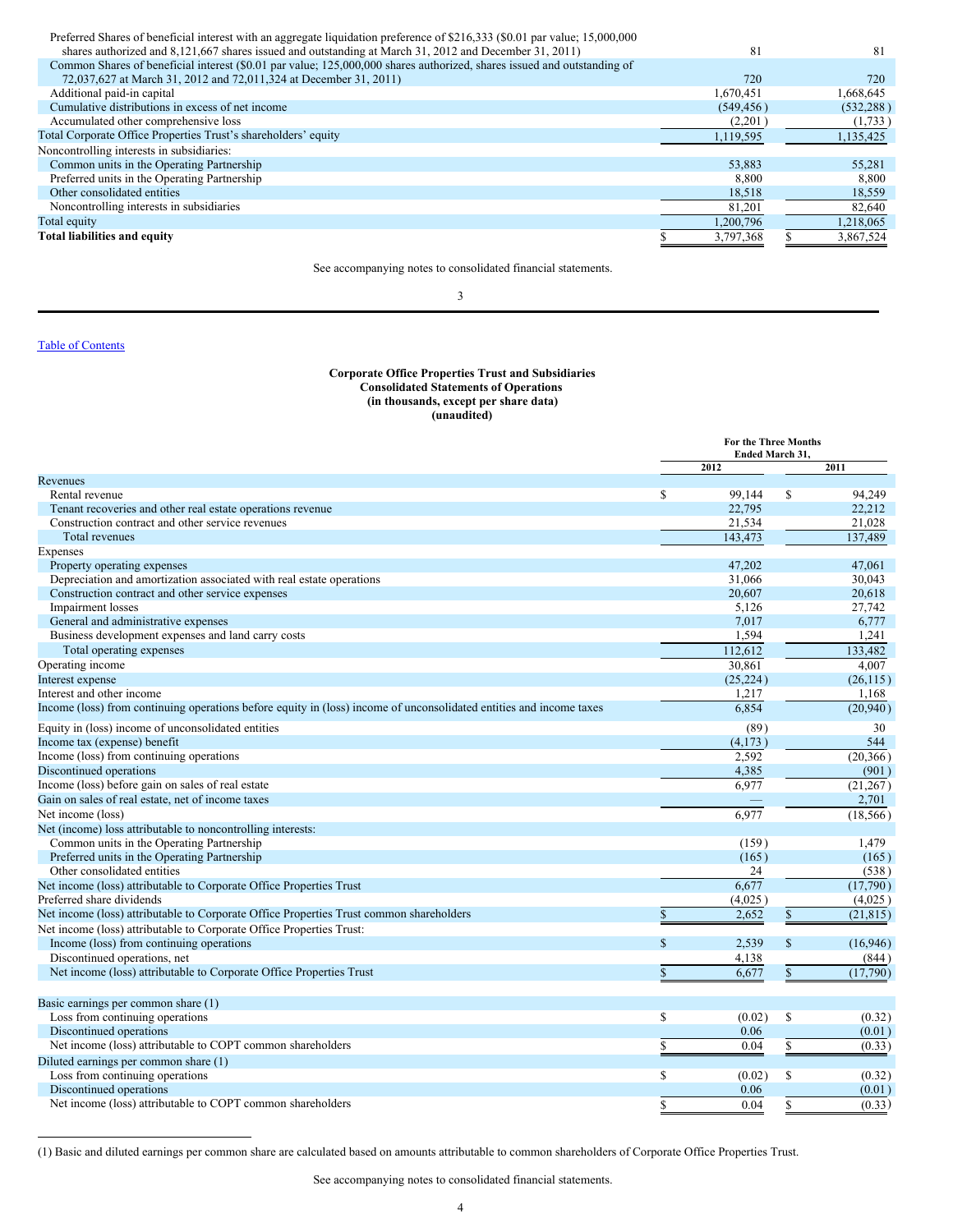| | | |
|---|---|---|
| Preferred Shares of beneficial interest with an aggregate liquidation preference of $216,333 ($0.01 par value; 15,000,000 shares authorized and 8,121,667 shares issued and outstanding at March 31, 2012 and December 31, 2011) | 81 | 81 |
| Common Shares of beneficial interest ($0.01 par value; 125,000,000 shares authorized, shares issued and outstanding of 72,037,627 at March 31, 2012 and 72,011,324 at December 31, 2011) | 720 | 720 |
| Additional paid-in capital | 1,670,451 | 1,668,645 |
| Cumulative distributions in excess of net income | (549,456) | (532,288) |
| Accumulated other comprehensive loss | (2,201) | (1,733) |
| Total Corporate Office Properties Trust's shareholders' equity | 1,119,595 | 1,135,425 |
| Noncontrolling interests in subsidiaries: | | |
| Common units in the Operating Partnership | 53,883 | 55,281 |
| Preferred units in the Operating Partnership | 8,800 | 8,800 |
| Other consolidated entities | 18,518 | 18,559 |
| Noncontrolling interests in subsidiaries | 81,201 | 82,640 |
| Total equity | 1,200,796 | 1,218,065 |
| **Total liabilities and equity** | $ 3,797,368 | $ 3,867,524 |

See accompanying notes to consolidated financial statements.

Table of Contents

**Corporate Office Properties Trust and Subsidiaries**
**Consolidated Statements of Operations**
**(in thousands, except per share data)**
**(unaudited)**

| | For the Three Months Ended March 31, | |
|---|---|---|
| | 2012 | 2011 |
| Revenues | | |
| Rental revenue | $ 99,144 | $ 94,249 |
| Tenant recoveries and other real estate operations revenue | 22,795 | 22,212 |
| Construction contract and other service revenues | 21,534 | 21,028 |
| Total revenues | 143,473 | 137,489 |
| Expenses | | |
| Property operating expenses | 47,202 | 47,061 |
| Depreciation and amortization associated with real estate operations | 31,066 | 30,043 |
| Construction contract and other service expenses | 20,607 | 20,618 |
| Impairment losses | 5,126 | 27,742 |
| General and administrative expenses | 7,017 | 6,777 |
| Business development expenses and land carry costs | 1,594 | 1,241 |
| Total operating expenses | 112,612 | 133,482 |
| Operating income | 30,861 | 4,007 |
| Interest expense | (25,224) | (26,115) |
| Interest and other income | 1,217 | 1,168 |
| Income (loss) from continuing operations before equity in (loss) income of unconsolidated entities and income taxes | 6,854 | (20,940) |
| Equity in (loss) income of unconsolidated entities | (89) | 30 |
| Income tax (expense) benefit | (4,173) | 544 |
| Income (loss) from continuing operations | 2,592 | (20,366) |
| Discontinued operations | 4,385 | (901) |
| Income (loss) before gain on sales of real estate | 6,977 | (21,267) |
| Gain on sales of real estate, net of income taxes | — | 2,701 |
| Net income (loss) | 6,977 | (18,566) |
| Net (income) loss attributable to noncontrolling interests: | | |
| Common units in the Operating Partnership | (159) | 1,479 |
| Preferred units in the Operating Partnership | (165) | (165) |
| Other consolidated entities | 24 | (538) |
| Net income (loss) attributable to Corporate Office Properties Trust | 6,677 | (17,790) |
| Preferred share dividends | (4,025) | (4,025) |
| Net income (loss) attributable to Corporate Office Properties Trust common shareholders | $ 2,652 | $ (21,815) |
| Net income (loss) attributable to Corporate Office Properties Trust: | | |
| Income (loss) from continuing operations | $ 2,539 | $ (16,946) |
| Discontinued operations, net | 4,138 | (844) |
| Net income (loss) attributable to Corporate Office Properties Trust | $ 6,677 | $ (17,790) |
| | | |
| Basic earnings per common share (1) | | |
| Loss from continuing operations | $ (0.02) | $ (0.32) |
| Discontinued operations | 0.06 | (0.01) |
| Net income (loss) attributable to COPT common shareholders | $ 0.04 | $ (0.33) |
| Diluted earnings per common share (1) | | |
| Loss from continuing operations | $ (0.02) | $ (0.32) |
| Discontinued operations | 0.06 | (0.01) |
| Net income (loss) attributable to COPT common shareholders | $ 0.04 | $ (0.33) |

(1) Basic and diluted earnings per common share are calculated based on amounts attributable to common shareholders of Corporate Office Properties Trust.

See accompanying notes to consolidated financial statements.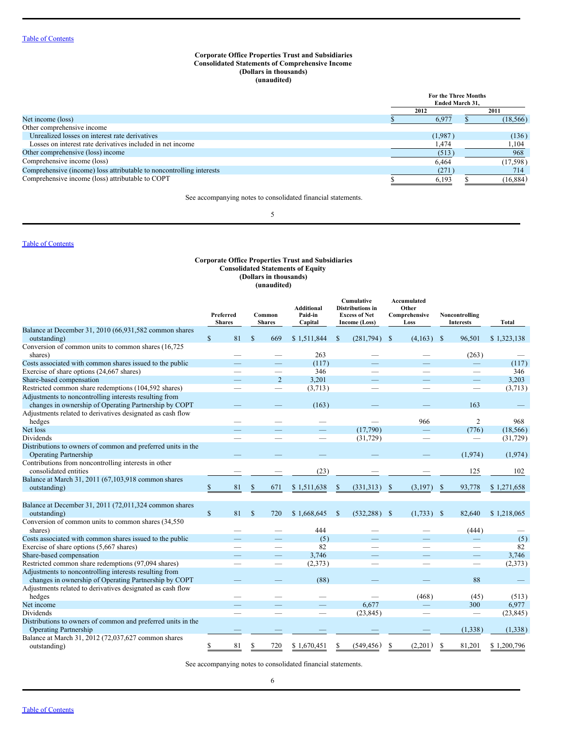Table of Contents

## Corporate Office Properties Trust and Subsidiaries
## Consolidated Statements of Comprehensive Income
### (Dollars in thousands)
### (unaudited)

| | For the Three Months Ended March 31, | |
|---|---|---|
| | 2012 | 2011 |
| Net income (loss) | $ 6,977 | $ (18,566) |
| Other comprehensive income | | |
| Unrealized losses on interest rate derivatives | (1,987) | (136) |
| Losses on interest rate derivatives included in net income | 1,474 | 1,104 |
| Other comprehensive (loss) income | (513) | 968 |
| Comprehensive income (loss) | 6,464 | (17,598) |
| Comprehensive (income) loss attributable to noncontrolling interests | (271) | 714 |
| Comprehensive income (loss) attributable to COPT | $ 6,193 | $ (16,884) |

See accompanying notes to consolidated financial statements.

Table of Contents

## Corporate Office Properties Trust and Subsidiaries
## Consolidated Statements of Equity
### (Dollars in thousands)
### (unaudited)

| | Preferred Shares | Common Shares | Additional Paid-in Capital | Cumulative Distributions in Excess of Net Income (Loss) | Accumulated Other Comprehensive Loss | Noncontrolling Interests | Total |
|---|---|---|---|---|---|---|---|
| Balance at December 31, 2010 (66,931,582 common shares outstanding) | $ 81 | $ 669 | $ 1,511,844 | $ (281,794) | $ (4,163) | $ 96,501 | $ 1,323,138 |
| Conversion of common units to common shares (16,725 shares) | — | — | 263 | — | — | (263) | — |
| Costs associated with common shares issued to the public | — | — | (117) | — | — | — | (117) |
| Exercise of share options (24,667 shares) | — | — | 346 | — | — | — | 346 |
| Share-based compensation | — | 2 | 3,201 | — | — | — | 3,203 |
| Restricted common share redemptions (104,592 shares) | — | — | (3,713) | — | — | — | (3,713) |
| Adjustments to noncontrolling interests resulting from changes in ownership of Operating Partnership by COPT | — | — | (163) | — | — | 163 | — |
| Adjustments related to derivatives designated as cash flow hedges | — | — | — | — | 966 | 2 | 968 |
| Net loss | — | — | — | (17,790) | — | (776) | (18,566) |
| Dividends | — | — | — | (31,729) | — | — | (31,729) |
| Distributions to owners of common and preferred units in the Operating Partnership | — | — | — | — | — | (1,974) | (1,974) |
| Contributions from noncontrolling interests in other consolidated entities | — | — | (23) | — | — | 125 | 102 |
| Balance at March 31, 2011 (67,103,918 common shares outstanding) | $ 81 | $ 671 | $ 1,511,638 | $ (331,313) | $ (3,197) | $ 93,778 | $ 1,271,658 |
| | | | | | | | |
| Balance at December 31, 2011 (72,011,324 common shares outstanding) | $ 81 | $ 720 | $ 1,668,645 | $ (532,288) | $ (1,733) | $ 82,640 | $ 1,218,065 |
| Conversion of common units to common shares (34,550 shares) | — | — | 444 | — | — | (444) | — |
| Costs associated with common shares issued to the public | — | — | (5) | — | — | — | (5) |
| Exercise of share options (5,667 shares) | — | — | 82 | — | — | — | 82 |
| Share-based compensation | — | — | 3,746 | — | — | — | 3,746 |
| Restricted common share redemptions (97,094 shares) | — | — | (2,373) | — | — | — | (2,373) |
| Adjustments to noncontrolling interests resulting from changes in ownership of Operating Partnership by COPT | — | — | (88) | — | — | 88 | — |
| Adjustments related to derivatives designated as cash flow hedges | — | — | — | — | (468) | (45) | (513) |
| Net income | — | — | — | 6,677 | — | 300 | 6,977 |
| Dividends | — | — | — | (23,845) | — | — | (23,845) |
| Distributions to owners of common and preferred units in the Operating Partnership | — | — | — | — | — | (1,338) | (1,338) |
| Balance at March 31, 2012 (72,037,627 common shares outstanding) | $ 81 | $ 720 | $ 1,670,451 | $ (549,456) | $ (2,201) | $ 81,201 | $ 1,200,796 |

See accompanying notes to consolidated financial statements.

Table of Contents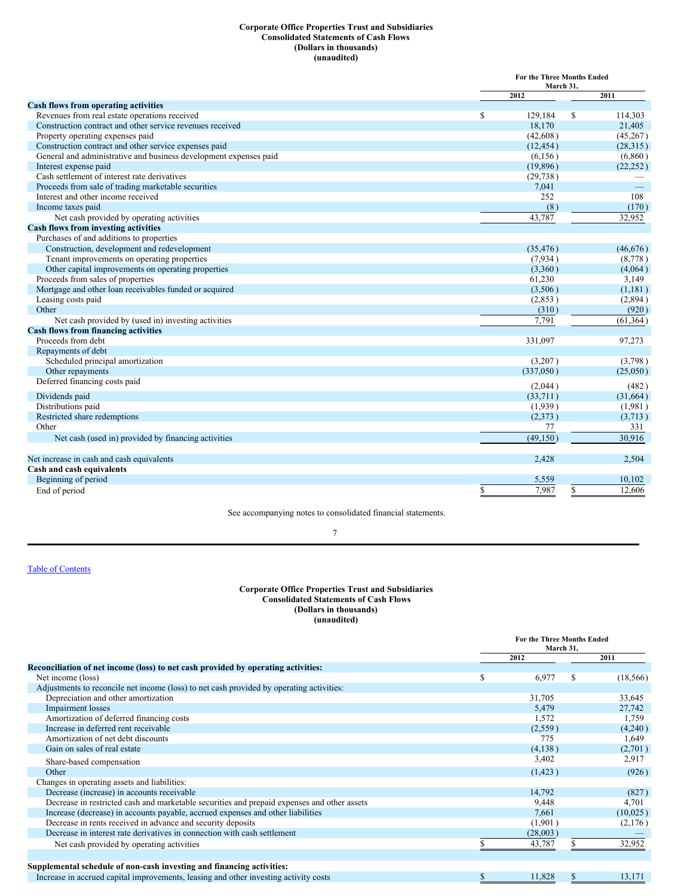**Corporate Office Properties Trust and Subsidiaries**
**Consolidated Statements of Cash Flows**
**(Dollars in thousands)**
**(unaudited)**

| | For the Three Months Ended March 31, | |
|---|---|---|
| | 2012 | 2011 |
| **Cash flows from operating activities** | | |
| Revenues from real estate operations received | $ 129,184 | $ 114,303 |
| Construction contract and other service revenues received | 18,170 | 21,405 |
| Property operating expenses paid | (42,608) | (45,267) |
| Construction contract and other service expenses paid | (12,454) | (28,315) |
| General and administrative and business development expenses paid | (6,156) | (6,860) |
| Interest expense paid | (19,896) | (22,252) |
| Cash settlement of interest rate derivatives | (29,738) | — |
| Proceeds from sale of trading marketable securities | 7,041 | — |
| Interest and other income received | 252 | 108 |
| Income taxes paid | (8) | (170) |
| Net cash provided by operating activities | 43,787 | 32,952 |
| **Cash flows from investing activities** | | |
| Purchases of and additions to properties | | |
| Construction, development and redevelopment | (35,476) | (46,676) |
| Tenant improvements on operating properties | (7,934) | (8,778) |
| Other capital improvements on operating properties | (3,360) | (4,064) |
| Proceeds from sales of properties | 61,230 | 3,149 |
| Mortgage and other loan receivables funded or acquired | (3,506) | (1,181) |
| Leasing costs paid | (2,853) | (2,894) |
| Other | (310) | (920) |
| Net cash provided by (used in) investing activities | 7,791 | (61,364) |
| **Cash flows from financing activities** | | |
| Proceeds from debt | 331,097 | 97,273 |
| Repayments of debt | | |
| Scheduled principal amortization | (3,207) | (3,798) |
| Other repayments | (337,050) | (25,050) |
| Deferred financing costs paid | (2,044) | (482) |
| Dividends paid | (33,711) | (31,664) |
| Distributions paid | (1,939) | (1,981) |
| Restricted share redemptions | (2,373) | (3,713) |
| Other | 77 | 331 |
| Net cash (used in) provided by financing activities | (49,150) | 30,916 |
| Net increase in cash and cash equivalents | 2,428 | 2,504 |
| **Cash and cash equivalents** | | |
| Beginning of period | 5,559 | 10,102 |
| End of period | $ 7,987 | $ 12,606 |

See accompanying notes to consolidated financial statements.

**Corporate Office Properties Trust and Subsidiaries**
**Consolidated Statements of Cash Flows**
**(Dollars in thousands)**
**(unaudited)**

| | For the Three Months Ended March 31, | |
|---|---|---|
| | 2012 | 2011 |
| **Reconciliation of net income (loss) to net cash provided by operating activities:** | | |
| Net income (loss) | $ 6,977 | $ (18,566) |
| Adjustments to reconcile net income (loss) to net cash provided by operating activities: | | |
| Depreciation and other amortization | 31,705 | 33,645 |
| Impairment losses | 5,479 | 27,742 |
| Amortization of deferred financing costs | 1,572 | 1,759 |
| Increase in deferred rent receivable | (2,559) | (4,240) |
| Amortization of net debt discounts | 775 | 1,649 |
| Gain on sales of real estate | (4,138) | (2,701) |
| Share-based compensation | 3,402 | 2,917 |
| Other | (1,423) | (926) |
| Changes in operating assets and liabilities: | | |
| Decrease (increase) in accounts receivable | 14,792 | (827) |
| Decrease in restricted cash and marketable securities and prepaid expenses and other assets | 9,448 | 4,701 |
| Increase (decrease) in accounts payable, accrued expenses and other liabilities | 7,661 | (10,025) |
| Decrease in rents received in advance and security deposits | (1,901) | (2,176) |
| Decrease in interest rate derivatives in connection with cash settlement | (28,003) | — |
| Net cash provided by operating activities | $ 43,787 | $ 32,952 |
| **Supplemental schedule of non-cash investing and financing activities:** | | |
| Increase in accrued capital improvements, leasing and other investing activity costs | $ 11,828 | $ 13,171 |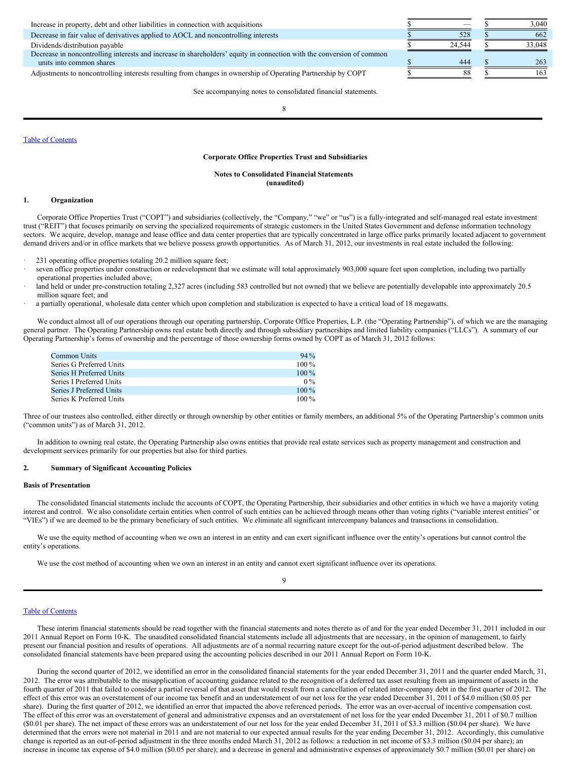| | | |
|---|---|---|
| Increase in property, debt and other liabilities in connection with acquisitions | $ — | $ 3,040 |
| Decrease in fair value of derivatives applied to AOCL and noncontrolling interests | $ 528 | $ 662 |
| Dividends/distribution payable | $ 24,544 | $ 33,048 |
| Decrease in noncontrolling interests and increase in shareholders' equity in connection with the conversion of common units into common shares | $ 444 | $ 263 |
| Adjustments to noncontrolling interests resulting from changes in ownership of Operating Partnership by COPT | $ 88 | $ 163 |

See accompanying notes to consolidated financial statements.

**Corporate Office Properties Trust and Subsidiaries**

**Notes to Consolidated Financial Statements**
**(unaudited)**

## 1. Organization

Corporate Office Properties Trust ("COPT") and subsidiaries (collectively, the "Company," "we" or "us") is a fully-integrated and self-managed real estate investment trust ("REIT") that focuses primarily on serving the specialized requirements of strategic customers in the United States Government and defense information technology sectors. We acquire, develop, manage and lease office and data center properties that are typically concentrated in large office parks primarily located adjacent to government demand drivers and/or in office markets that we believe possess growth opportunities. As of March 31, 2012, our investments in real estate included the following:

- 231 operating office properties totaling 20.2 million square feet;
- seven office properties under construction or redevelopment that we estimate will total approximately 903,000 square feet upon completion, including two partially operational properties included above;
- land held or under pre-construction totaling 2,327 acres (including 583 controlled but not owned) that we believe are potentially developable into approximately 20.5 million square feet; and
- a partially operational, wholesale data center which upon completion and stabilization is expected to have a critical load of 18 megawatts.

We conduct almost all of our operations through our operating partnership, Corporate Office Properties, L.P. (the "Operating Partnership"), of which we are the managing general partner. The Operating Partnership owns real estate both directly and through subsidiary partnerships and limited liability companies ("LLCs"). A summary of our Operating Partnership's forms of ownership and the percentage of those ownership forms owned by COPT as of March 31, 2012 follows:

| | |
|---|---|
| Common Units | 94 % |
| Series G Preferred Units | 100 % |
| Series H Preferred Units | 100 % |
| Series I Preferred Units | 0 % |
| Series J Preferred Units | 100 % |
| Series K Preferred Units | 100 % |

Three of our trustees also controlled, either directly or through ownership by other entities or family members, an additional 5% of the Operating Partnership's common units ("common units") as of March 31, 2012.

In addition to owning real estate, the Operating Partnership also owns entities that provide real estate services such as property management and construction and development services primarily for our properties but also for third parties.

## 2. Summary of Significant Accounting Policies

### Basis of Presentation

The consolidated financial statements include the accounts of COPT, the Operating Partnership, their subsidiaries and other entities in which we have a majority voting interest and control. We also consolidate certain entities when control of such entities can be achieved through means other than voting rights ("variable interest entities" or "VIEs") if we are deemed to be the primary beneficiary of such entities. We eliminate all significant intercompany balances and transactions in consolidation.

We use the equity method of accounting when we own an interest in an entity and can exert significant influence over the entity's operations but cannot control the entity's operations.

We use the cost method of accounting when we own an interest in an entity and cannot exert significant influence over its operations.

These interim financial statements should be read together with the financial statements and notes thereto as of and for the year ended December 31, 2011 included in our 2011 Annual Report on Form 10-K. The unaudited consolidated financial statements include all adjustments that are necessary, in the opinion of management, to fairly present our financial position and results of operations. All adjustments are of a normal recurring nature except for the out-of-period adjustment described below. The consolidated financial statements have been prepared using the accounting policies described in our 2011 Annual Report on Form 10-K.

During the second quarter of 2012, we identified an error in the consolidated financial statements for the year ended December 31, 2011 and the quarter ended March, 31, 2012. The error was attributable to the misapplication of accounting guidance related to the recognition of a deferred tax asset resulting from an impairment of assets in the fourth quarter of 2011 that failed to consider a partial reversal of that asset that would result from a cancellation of related inter-company debt in the first quarter of 2012. The effect of this error was an overstatement of our income tax benefit and an understatement of our net loss for the year ended December 31, 2011 of $4.0 million ($0.05 per share). During the first quarter of 2012, we identified an error that impacted the above referenced periods. The error was an over-accrual of incentive compensation cost. The effect of this error was an overstatement of general and administrative expenses and an overstatement of net loss for the year ended December 31, 2011 of $0.7 million ($0.01 per share). The net impact of these errors was an understatement of our net loss for the year ended December 31, 2011 of $3.3 million ($0.04 per share). We have determined that the errors were not material in 2011 and are not material to our expected annual results for the year ending December 31, 2012. Accordingly, this cumulative change is reported as an out-of-period adjustment in the three months ended March 31, 2012 as follows: a reduction in net income of $3.3 million ($0.04 per share); an increase in income tax expense of $4.0 million ($0.05 per share); and a decrease in general and administrative expenses of approximately $0.7 million ($0.01 per share) on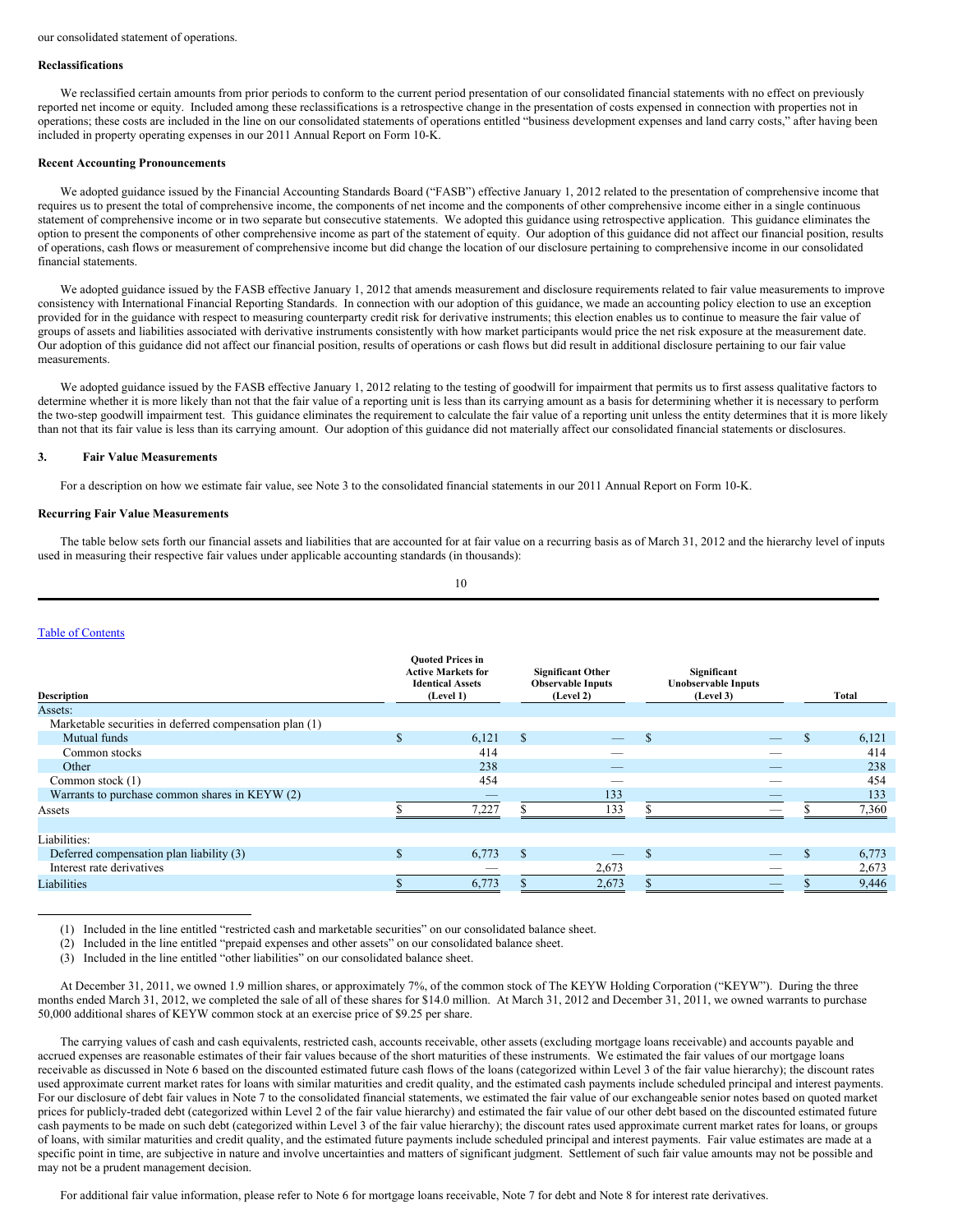our consolidated statement of operations.

**Reclassifications**

We reclassified certain amounts from prior periods to conform to the current period presentation of our consolidated financial statements with no effect on previously reported net income or equity. Included among these reclassifications is a retrospective change in the presentation of costs expensed in connection with properties not in operations; these costs are included in the line on our consolidated statements of operations entitled "business development expenses and land carry costs," after having been included in property operating expenses in our 2011 Annual Report on Form 10-K.

**Recent Accounting Pronouncements**

We adopted guidance issued by the Financial Accounting Standards Board ("FASB") effective January 1, 2012 related to the presentation of comprehensive income that requires us to present the total of comprehensive income, the components of net income and the components of other comprehensive income either in a single continuous statement of comprehensive income or in two separate but consecutive statements. We adopted this guidance using retrospective application. This guidance eliminates the option to present the components of other comprehensive income as part of the statement of equity. Our adoption of this guidance did not affect our financial position, results of operations, cash flows or measurement of comprehensive income but did change the location of our disclosure pertaining to comprehensive income in our consolidated financial statements.

We adopted guidance issued by the FASB effective January 1, 2012 that amends measurement and disclosure requirements related to fair value measurements to improve consistency with International Financial Reporting Standards. In connection with our adoption of this guidance, we made an accounting policy election to use an exception provided for in the guidance with respect to measuring counterparty credit risk for derivative instruments; this election enables us to continue to measure the fair value of groups of assets and liabilities associated with derivative instruments consistently with how market participants would price the net risk exposure at the measurement date. Our adoption of this guidance did not affect our financial position, results of operations or cash flows but did result in additional disclosure pertaining to our fair value measurements.

We adopted guidance issued by the FASB effective January 1, 2012 relating to the testing of goodwill for impairment that permits us to first assess qualitative factors to determine whether it is more likely than not that the fair value of a reporting unit is less than its carrying amount as a basis for determining whether it is necessary to perform the two-step goodwill impairment test. This guidance eliminates the requirement to calculate the fair value of a reporting unit unless the entity determines that it is more likely than not that its fair value is less than its carrying amount. Our adoption of this guidance did not materially affect our consolidated financial statements or disclosures.

## 3. Fair Value Measurements

For a description on how we estimate fair value, see Note 3 to the consolidated financial statements in our 2011 Annual Report on Form 10-K.

**Recurring Fair Value Measurements**

The table below sets forth our financial assets and liabilities that are accounted for at fair value on a recurring basis as of March 31, 2012 and the hierarchy level of inputs used in measuring their respective fair values under applicable accounting standards (in thousands):

| Description | Quoted Prices in Active Markets for Identical Assets (Level 1) | Significant Other Observable Inputs (Level 2) | Significant Unobservable Inputs (Level 3) | Total |
|---|---|---|---|---|
| Assets: | | | | |
| Marketable securities in deferred compensation plan (1) | | | | |
| Mutual funds | $ 6,121 | $ — | $ — | $ 6,121 |
| Common stocks | 414 | — | — | 414 |
| Other | 238 | — | — | 238 |
| Common stock (1) | 454 | — | — | 454 |
| Warrants to purchase common shares in KEYW (2) | — | 133 | — | 133 |
| Assets | $ 7,227 | $ 133 | $ — | $ 7,360 |
| | | | | |
| Liabilities: | | | | |
| Deferred compensation plan liability (3) | $ 6,773 | $ — | $ — | $ 6,773 |
| Interest rate derivatives | — | 2,673 | — | 2,673 |
| Liabilities | $ 6,773 | $ 2,673 | $ — | $ 9,446 |

(1) Included in the line entitled "restricted cash and marketable securities" on our consolidated balance sheet.

(2) Included in the line entitled "prepaid expenses and other assets" on our consolidated balance sheet.

(3) Included in the line entitled "other liabilities" on our consolidated balance sheet.

At December 31, 2011, we owned 1.9 million shares, or approximately 7%, of the common stock of The KEYW Holding Corporation ("KEYW"). During the three months ended March 31, 2012, we completed the sale of all of these shares for $14.0 million. At March 31, 2012 and December 31, 2011, we owned warrants to purchase 50,000 additional shares of KEYW common stock at an exercise price of $9.25 per share.

The carrying values of cash and cash equivalents, restricted cash, accounts receivable, other assets (excluding mortgage loans receivable) and accounts payable and accrued expenses are reasonable estimates of their fair values because of the short maturities of these instruments. We estimated the fair values of our mortgage loans receivable as discussed in Note 6 based on the discounted estimated future cash flows of the loans (categorized within Level 3 of the fair value hierarchy); the discount rates used approximate current market rates for loans with similar maturities and credit quality, and the estimated cash payments include scheduled principal and interest payments. For our disclosure of debt fair values in Note 7 to the consolidated financial statements, we estimated the fair value of our exchangeable senior notes based on quoted market prices for publicly-traded debt (categorized within Level 2 of the fair value hierarchy) and estimated the fair value of our other debt based on the discounted estimated future cash payments to be made on such debt (categorized within Level 3 of the fair value hierarchy); the discount rates used approximate current market rates for loans, or groups of loans, with similar maturities and credit quality, and the estimated future payments include scheduled principal and interest payments. Fair value estimates are made at a specific point in time, are subjective in nature and involve uncertainties and matters of significant judgment. Settlement of such fair value amounts may not be possible and may not be a prudent management decision.

For additional fair value information, please refer to Note 6 for mortgage loans receivable, Note 7 for debt and Note 8 for interest rate derivatives.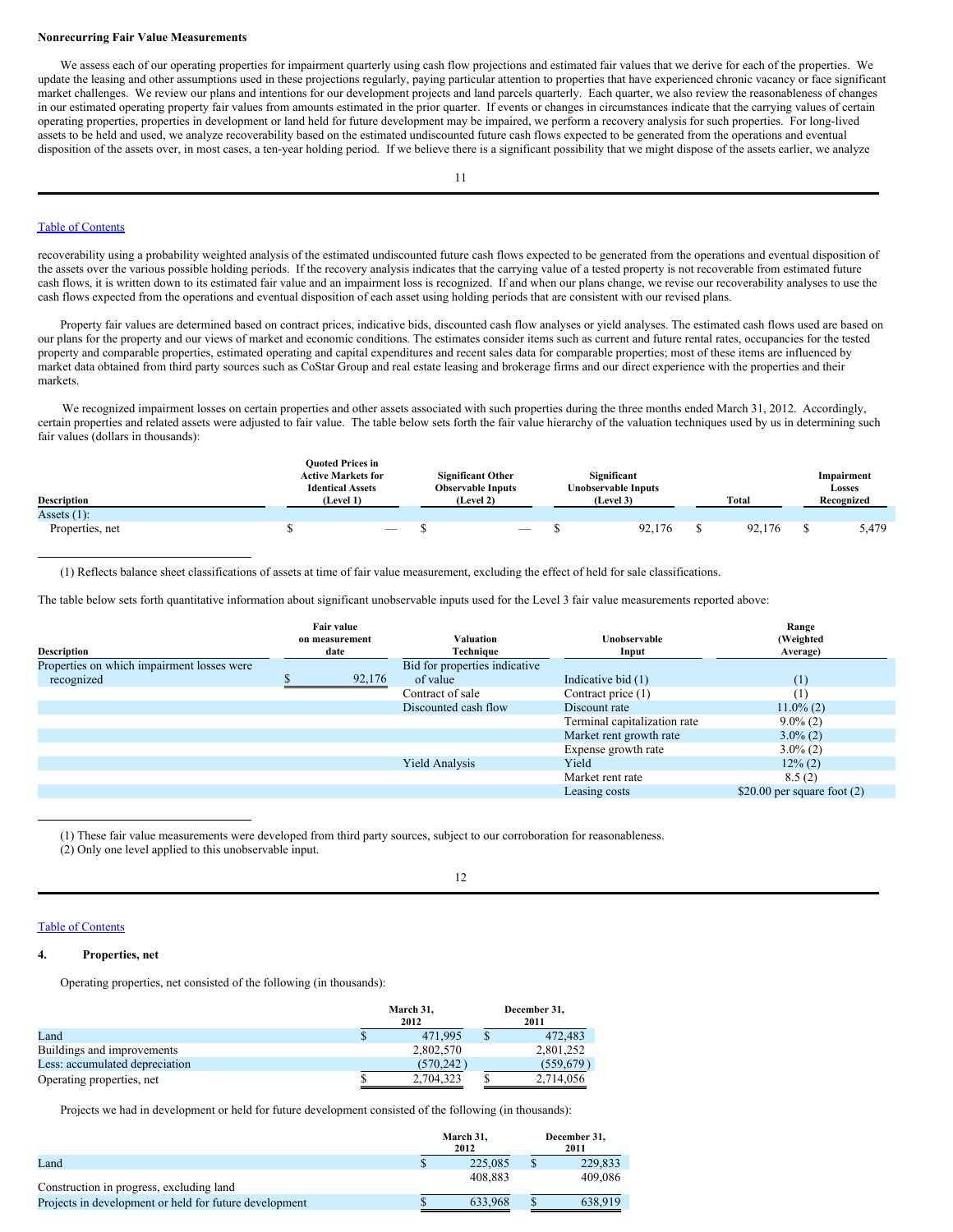**Nonrecurring Fair Value Measurements**

We assess each of our operating properties for impairment quarterly using cash flow projections and estimated fair values that we derive for each of the properties. We update the leasing and other assumptions used in these projections regularly, paying particular attention to properties that have experienced chronic vacancy or face significant market challenges. We review our plans and intentions for our development projects and land parcels quarterly. Each quarter, we also review the reasonableness of changes in our estimated operating property fair values from amounts estimated in the prior quarter. If events or changes in circumstances indicate that the carrying values of certain operating properties, properties in development or land held for future development may be impaired, we perform a recovery analysis for such properties. For long-lived assets to be held and used, we analyze recoverability based on the estimated undiscounted future cash flows expected to be generated from the operations and eventual disposition of the assets over, in most cases, a ten-year holding period. If we believe there is a significant possibility that we might dispose of the assets earlier, we analyze recoverability using a probability weighted analysis of the estimated undiscounted future cash flows expected to be generated from the operations and eventual disposition of the assets over the various possible holding periods. If the recovery analysis indicates that the carrying value of a tested property is not recoverable from estimated future cash flows, it is written down to its estimated fair value and an impairment loss is recognized. If and when our plans change, we revise our recoverability analyses to use the cash flows expected from the operations and eventual disposition of each asset using holding periods that are consistent with our revised plans.

Property fair values are determined based on contract prices, indicative bids, discounted cash flow analyses or yield analyses. The estimated cash flows used are based on our plans for the property and our views of market and economic conditions. The estimates consider items such as current and future rental rates, occupancies for the tested property and comparable properties, estimated operating and capital expenditures and recent sales data for comparable properties; most of these items are influenced by market data obtained from third party sources such as CoStar Group and real estate leasing and brokerage firms and our direct experience with the properties and their markets.

We recognized impairment losses on certain properties and other assets associated with such properties during the three months ended March 31, 2012. Accordingly, certain properties and related assets were adjusted to fair value. The table below sets forth the fair value hierarchy of the valuation techniques used by us in determining such fair values (dollars in thousands):

| Description | Quoted Prices in Active Markets for Identical Assets (Level 1) | Significant Other Observable Inputs (Level 2) | Significant Unobservable Inputs (Level 3) | Total | Impairment Losses Recognized |
|---|---|---|---|---|---|
| Assets (1): | | | | | |
| Properties, net | $ — | $ — | $ 92,176 | $ 92,176 | $ 5,479 |

(1) Reflects balance sheet classifications of assets at time of fair value measurement, excluding the effect of held for sale classifications.

The table below sets forth quantitative information about significant unobservable inputs used for the Level 3 fair value measurements reported above:

| Description | Fair value on measurement date | Valuation Technique | Unobservable Input | Range (Weighted Average) |
|---|---|---|---|---|
| Properties on which impairment losses were recognized | $ 92,176 | Bid for properties indicative of value | Indicative bid (1) | (1) |
| | | Contract of sale | Contract price (1) | (1) |
| | | Discounted cash flow | Discount rate | 11.0% (2) |
| | | | Terminal capitalization rate | 9.0% (2) |
| | | | Market rent growth rate | 3.0% (2) |
| | | | Expense growth rate | 3.0% (2) |
| | | Yield Analysis | Yield | 12% (2) |
| | | | Market rent rate | 8.5 (2) |
| | | | Leasing costs | $20.00 per square foot (2) |

(1) These fair value measurements were developed from third party sources, subject to our corroboration for reasonableness.

(2) Only one level applied to this unobservable input.

## 4. Properties, net

Operating properties, net consisted of the following (in thousands):

| | March 31, 2012 | December 31, 2011 |
|---|---|---|
| Land | $ 471,995 | $ 472,483 |
| Buildings and improvements | 2,802,570 | 2,801,252 |
| Less: accumulated depreciation | (570,242) | (559,679) |
| Operating properties, net | $ 2,704,323 | $ 2,714,056 |

Projects we had in development or held for future development consisted of the following (in thousands):

| | March 31, 2012 | December 31, 2011 |
|---|---|---|
| Land | $ 225,085 | $ 229,833 |
| Construction in progress, excluding land | 408,883 | 409,086 |
| Projects in development or held for future development | $ 633,968 | $ 638,919 |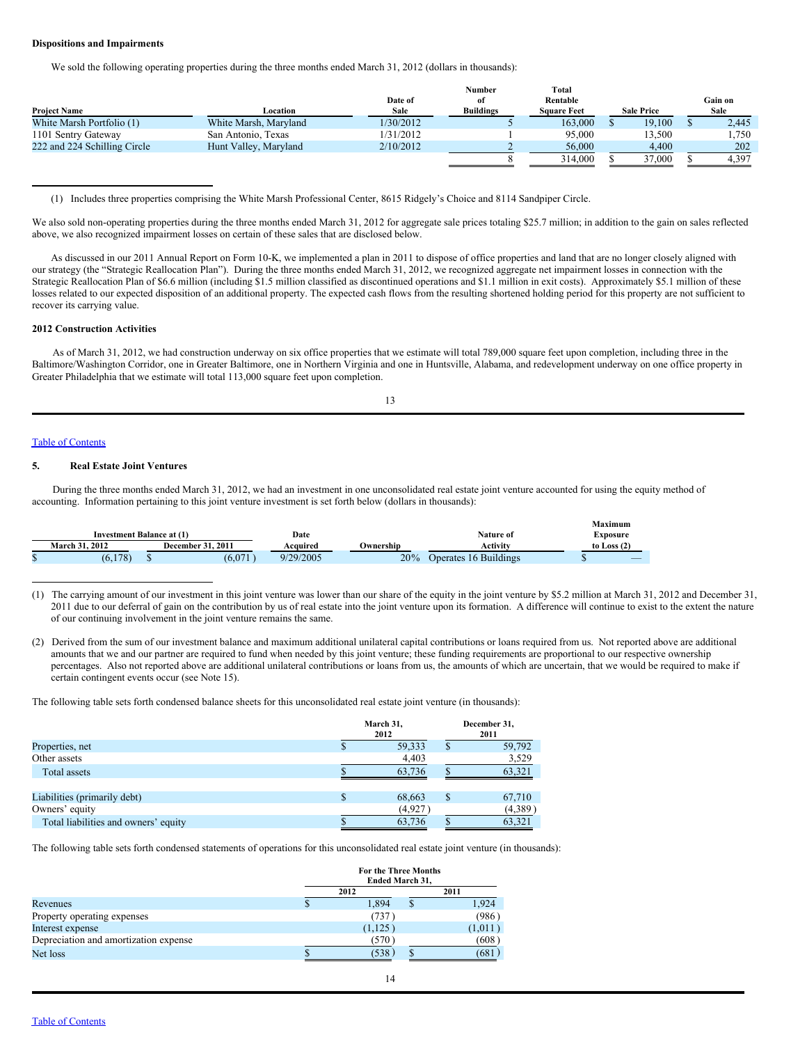**Dispositions and Impairments**

We sold the following operating properties during the three months ended March 31, 2012 (dollars in thousands):

| Project Name | Location | Date of Sale | Number of Buildings | Total Rentable Square Feet | Sale Price | Gain on Sale |
|---|---|---|---|---|---|---|
| White Marsh Portfolio (1) | White Marsh, Maryland | 1/30/2012 | 5 | 163,000 | $ 19,100 | $ 2,445 |
| 1101 Sentry Gateway | San Antonio, Texas | 1/31/2012 | 1 | 95,000 | 13,500 | 1,750 |
| 222 and 224 Schilling Circle | Hunt Valley, Maryland | 2/10/2012 | 2 | 56,000 | 4,400 | 202 |
| | | | 8 | 314,000 | $ 37,000 | $ 4,397 |

(1) Includes three properties comprising the White Marsh Professional Center, 8615 Ridgely's Choice and 8114 Sandpiper Circle.

We also sold non-operating properties during the three months ended March 31, 2012 for aggregate sale prices totaling $25.7 million; in addition to the gain on sales reflected above, we also recognized impairment losses on certain of these sales that are disclosed below.

As discussed in our 2011 Annual Report on Form 10-K, we implemented a plan in 2011 to dispose of office properties and land that are no longer closely aligned with our strategy (the "Strategic Reallocation Plan"). During the three months ended March 31, 2012, we recognized aggregate net impairment losses in connection with the Strategic Reallocation Plan of $6.6 million (including $1.5 million classified as discontinued operations and $1.1 million in exit costs). Approximately $5.1 million of these losses related to our expected disposition of an additional property. The expected cash flows from the resulting shortened holding period for this property are not sufficient to recover its carrying value.

**2012 Construction Activities**

As of March 31, 2012, we had construction underway on six office properties that we estimate will total 789,000 square feet upon completion, including three in the Baltimore/Washington Corridor, one in Greater Baltimore, one in Northern Virginia and one in Huntsville, Alabama, and redevelopment underway on one office property in Greater Philadelphia that we estimate will total 113,000 square feet upon completion.

## 5. Real Estate Joint Ventures

During the three months ended March 31, 2012, we had an investment in one unconsolidated real estate joint venture accounted for using the equity method of accounting. Information pertaining to this joint venture investment is set forth below (dollars in thousands):

| Investment Balance at (1) | | Date Acquired | Ownership | Nature of Activity | Maximum Exposure to Loss (2) |
|---|---|---|---|---|---|
| March 31, 2012 | December 31, 2011 | | | | |
| $ (6,178) | $ (6,071) | 9/29/2005 | 20% | Operates 16 Buildings | $ — |

(1) The carrying amount of our investment in this joint venture was lower than our share of the equity in the joint venture by $5.2 million at March 31, 2012 and December 31, 2011 due to our deferral of gain on the contribution by us of real estate into the joint venture upon its formation. A difference will continue to exist to the extent the nature of our continuing involvement in the joint venture remains the same.

(2) Derived from the sum of our investment balance and maximum additional unilateral capital contributions or loans required from us. Not reported above are additional amounts that we and our partner are required to fund when needed by this joint venture; these funding requirements are proportional to our respective ownership percentages. Also not reported above are additional unilateral contributions or loans from us, the amounts of which are uncertain, that we would be required to make if certain contingent events occur (see Note 15).

The following table sets forth condensed balance sheets for this unconsolidated real estate joint venture (in thousands):

| | March 31, 2012 | December 31, 2011 |
|---|---|---|
| Properties, net | $ 59,333 | $ 59,792 |
| Other assets | 4,403 | 3,529 |
| Total assets | $ 63,736 | $ 63,321 |
| | | |
| Liabilities (primarily debt) | $ 68,663 | $ 67,710 |
| Owners' equity | (4,927) | (4,389) |
| Total liabilities and owners' equity | $ 63,736 | $ 63,321 |

The following table sets forth condensed statements of operations for this unconsolidated real estate joint venture (in thousands):

| | For the Three Months Ended March 31, | |
|---|---|---|
| | 2012 | 2011 |
| Revenues | $ 1,894 | $ 1,924 |
| Property operating expenses | (737) | (986) |
| Interest expense | (1,125) | (1,011) |
| Depreciation and amortization expense | (570) | (608) |
| Net loss | $ (538) | $ (681) |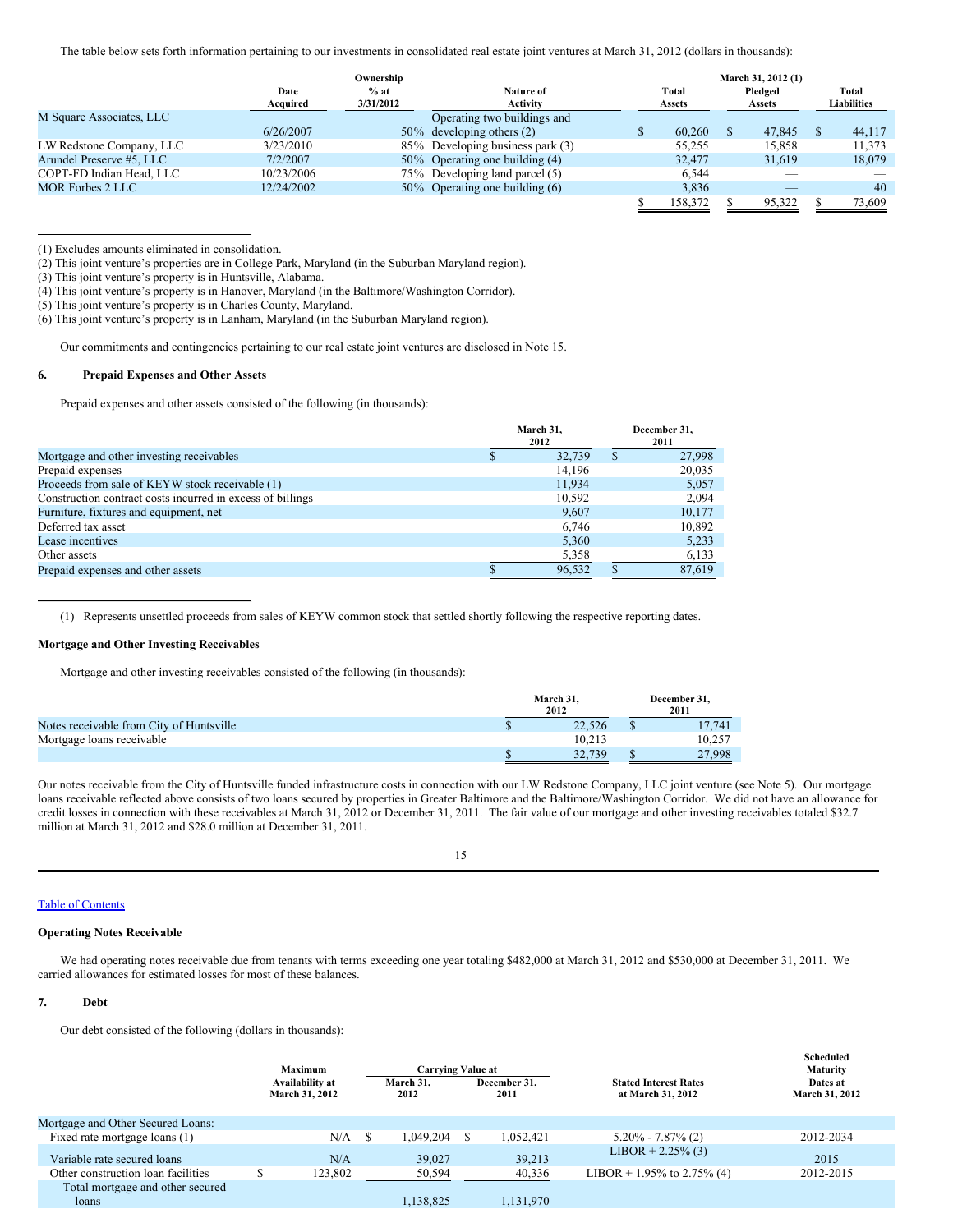The table below sets forth information pertaining to our investments in consolidated real estate joint ventures at March 31, 2012 (dollars in thousands):

| | Date Acquired | Ownership % at 3/31/2012 | Nature of Activity | March 31, 2012 (1) Total Assets | Pledged Assets | Total Liabilities |
|---|---|---|---|---|---|---|
| M Square Associates, LLC | 6/26/2007 | 50% | Operating two buildings and developing others (2) | $ 60,260 | $ 47,845 | $ 44,117 |
| LW Redstone Company, LLC | 3/23/2010 | 85% | Developing business park (3) | 55,255 | 15,858 | 11,373 |
| Arundel Preserve #5, LLC | 7/2/2007 | 50% | Operating one building (4) | 32,477 | 31,619 | 18,079 |
| COPT-FD Indian Head, LLC | 10/23/2006 | 75% | Developing land parcel (5) | 6,544 | — | — |
| MOR Forbes 2 LLC | 12/24/2002 | 50% | Operating one building (6) | 3,836 | — | 40 |
| | | | | $ 158,372 | $ 95,322 | $ 73,609 |

(1) Excludes amounts eliminated in consolidation.
(2) This joint venture's properties are in College Park, Maryland (in the Suburban Maryland region).
(3) This joint venture's property is in Huntsville, Alabama.
(4) This joint venture's property is in Hanover, Maryland (in the Baltimore/Washington Corridor).
(5) This joint venture's property is in Charles County, Maryland.
(6) This joint venture's property is in Lanham, Maryland (in the Suburban Maryland region).

Our commitments and contingencies pertaining to our real estate joint ventures are disclosed in Note 15.

## 6. Prepaid Expenses and Other Assets

Prepaid expenses and other assets consisted of the following (in thousands):

| | March 31, 2012 | December 31, 2011 |
|---|---|---|
| Mortgage and other investing receivables | $ 32,739 | $ 27,998 |
| Prepaid expenses | 14,196 | 20,035 |
| Proceeds from sale of KEYW stock receivable (1) | 11,934 | 5,057 |
| Construction contract costs incurred in excess of billings | 10,592 | 2,094 |
| Furniture, fixtures and equipment, net | 9,607 | 10,177 |
| Deferred tax asset | 6,746 | 10,892 |
| Lease incentives | 5,360 | 5,233 |
| Other assets | 5,358 | 6,133 |
| Prepaid expenses and other assets | $ 96,532 | $ 87,619 |

(1) Represents unsettled proceeds from sales of KEYW common stock that settled shortly following the respective reporting dates.

### Mortgage and Other Investing Receivables

Mortgage and other investing receivables consisted of the following (in thousands):

| | March 31, 2012 | December 31, 2011 |
|---|---|---|
| Notes receivable from City of Huntsville | $ 22,526 | $ 17,741 |
| Mortgage loans receivable | 10,213 | 10,257 |
| | $ 32,739 | $ 27,998 |

Our notes receivable from the City of Huntsville funded infrastructure costs in connection with our LW Redstone Company, LLC joint venture (see Note 5). Our mortgage loans receivable reflected above consists of two loans secured by properties in Greater Baltimore and the Baltimore/Washington Corridor. We did not have an allowance for credit losses in connection with these receivables at March 31, 2012 or December 31, 2011. The fair value of our mortgage and other investing receivables totaled $32.7 million at March 31, 2012 and $28.0 million at December 31, 2011.

### Operating Notes Receivable

We had operating notes receivable due from tenants with terms exceeding one year totaling $482,000 at March 31, 2012 and $530,000 at December 31, 2011. We carried allowances for estimated losses for most of these balances.

## 7. Debt

Our debt consisted of the following (dollars in thousands):

| | Maximum Availability at March 31, 2012 | Carrying Value at March 31, 2012 | Carrying Value at December 31, 2011 | Stated Interest Rates at March 31, 2012 | Scheduled Maturity Dates at March 31, 2012 |
|---|---|---|---|---|---|
| Mortgage and Other Secured Loans: | | | | | |
| Fixed rate mortgage loans (1) | N/A | $ 1,049,204 | $ 1,052,421 | 5.20% - 7.87% (2) | 2012-2034 |
| Variable rate secured loans | N/A | 39,027 | 39,213 | LIBOR + 2.25% (3) | 2015 |
| Other construction loan facilities | $ 123,802 | 50,594 | 40,336 | LIBOR + 1.95% to 2.75% (4) | 2012-2015 |
| Total mortgage and other secured loans | | 1,138,825 | 1,131,970 | | |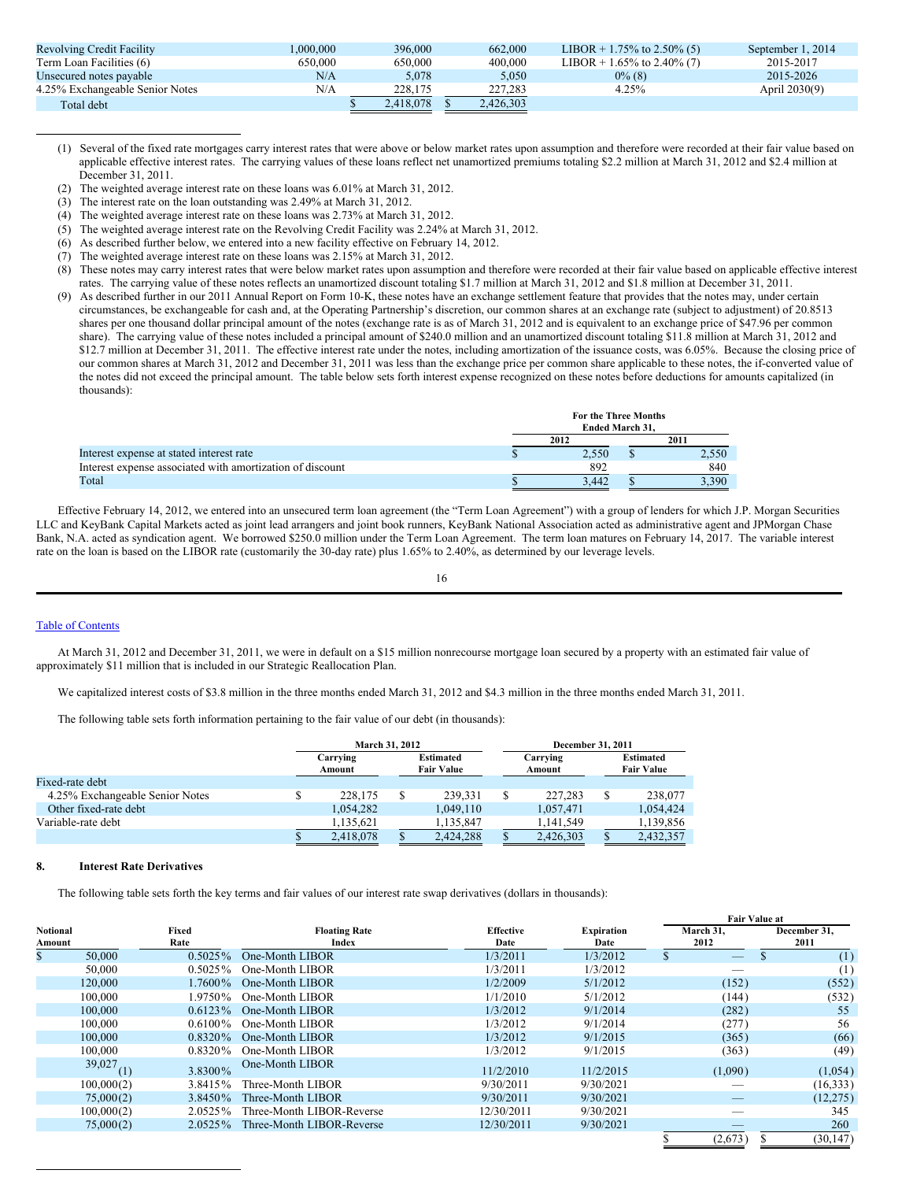| | | | | | |
|---|---|---|---|---|---|
| Revolving Credit Facility | 1,000,000 | 396,000 | 662,000 | LIBOR + 1.75% to 2.50% (5) | September 1, 2014 |
| Term Loan Facilities (6) | 650,000 | 650,000 | 400,000 | LIBOR + 1.65% to 2.40% (7) | 2015-2017 |
| Unsecured notes payable | N/A | 5,078 | 5,050 | 0% (8) | 2015-2026 |
| 4.25% Exchangeable Senior Notes | N/A | 228,175 | 227,283 | 4.25% | April 2030(9) |
| Total debt | | $ 2,418,078 | $ 2,426,303 | | |

(1) Several of the fixed rate mortgages carry interest rates that were above or below market rates upon assumption and therefore were recorded at their fair value based on applicable effective interest rates. The carrying values of these loans reflect net unamortized premiums totaling $2.2 million at March 31, 2012 and $2.4 million at December 31, 2011.

(2) The weighted average interest rate on these loans was 6.01% at March 31, 2012.

(3) The interest rate on the loan outstanding was 2.49% at March 31, 2012.

(4) The weighted average interest rate on these loans was 2.73% at March 31, 2012.

(5) The weighted average interest rate on the Revolving Credit Facility was 2.24% at March 31, 2012.

(6) As described further below, we entered into a new facility effective on February 14, 2012.

(7) The weighted average interest rate on these loans was 2.15% at March 31, 2012.

(8) These notes may carry interest rates that were below market rates upon assumption and therefore were recorded at their fair value based on applicable effective interest rates. The carrying value of these notes reflects an unamortized discount totaling $1.7 million at March 31, 2012 and $1.8 million at December 31, 2011.

(9) As described further in our 2011 Annual Report on Form 10-K, these notes have an exchange settlement feature that provides that the notes may, under certain circumstances, be exchangeable for cash and, at the Operating Partnership's discretion, our common shares at an exchange rate (subject to adjustment) of 20.8513 shares per one thousand dollar principal amount of the notes (exchange rate is as of March 31, 2012 and is equivalent to an exchange price of $47.96 per common share). The carrying value of these notes included a principal amount of $240.0 million and an unamortized discount totaling $11.8 million at March 31, 2012 and $12.7 million at December 31, 2011. The effective interest rate under the notes, including amortization of the issuance costs, was 6.05%. Because the closing price of our common shares at March 31, 2012 and December 31, 2011 was less than the exchange price per common share applicable to these notes, the if-converted value of the notes did not exceed the principal amount. The table below sets forth interest expense recognized on these notes before deductions for amounts capitalized (in thousands):

| | For the Three Months Ended March 31, | |
|---|---|---|
| | 2012 | 2011 |
| Interest expense at stated interest rate | $ 2,550 | $ 2,550 |
| Interest expense associated with amortization of discount | 892 | 840 |
| Total | $ 3,442 | $ 3,390 |

Effective February 14, 2012, we entered into an unsecured term loan agreement (the "Term Loan Agreement") with a group of lenders for which J.P. Morgan Securities LLC and KeyBank Capital Markets acted as joint lead arrangers and joint book runners, KeyBank National Association acted as administrative agent and JPMorgan Chase Bank, N.A. acted as syndication agent. We borrowed $250.0 million under the Term Loan Agreement. The term loan matures on February 14, 2017. The variable interest rate on the loan is based on the LIBOR rate (customarily the 30-day rate) plus 1.65% to 2.40%, as determined by our leverage levels.

At March 31, 2012 and December 31, 2011, we were in default on a $15 million nonrecourse mortgage loan secured by a property with an estimated fair value of approximately $11 million that is included in our Strategic Reallocation Plan.

We capitalized interest costs of $3.8 million in the three months ended March 31, 2012 and $4.3 million in the three months ended March 31, 2011.

The following table sets forth information pertaining to the fair value of our debt (in thousands):

| | March 31, 2012 | | December 31, 2011 | |
|---|---|---|---|---|
| | Carrying Amount | Estimated Fair Value | Carrying Amount | Estimated Fair Value |
| Fixed-rate debt | | | | |
| 4.25% Exchangeable Senior Notes | $ 228,175 | $ 239,331 | $ 227,283 | $ 238,077 |
| Other fixed-rate debt | 1,054,282 | 1,049,110 | 1,057,471 | 1,054,424 |
| Variable-rate debt | 1,135,621 | 1,135,847 | 1,141,549 | 1,139,856 |
| | $ 2,418,078 | $ 2,424,288 | $ 2,426,303 | $ 2,432,357 |

## 8. Interest Rate Derivatives

The following table sets forth the key terms and fair values of our interest rate swap derivatives (dollars in thousands):

| Notional Amount | Fixed Rate | Floating Rate Index | Effective Date | Expiration Date | Fair Value at March 31, 2012 | Fair Value at December 31, 2011 |
|---|---|---|---|---|---|---|
| $ 50,000 | 0.5025% | One-Month LIBOR | 1/3/2011 | 1/3/2012 | $ — | $ (1) |
| 50,000 | 0.5025% | One-Month LIBOR | 1/3/2011 | 1/3/2012 | — | (1) |
| 120,000 | 1.7600% | One-Month LIBOR | 1/2/2009 | 5/1/2012 | (152) | (552) |
| 100,000 | 1.9750% | One-Month LIBOR | 1/1/2010 | 5/1/2012 | (144) | (532) |
| 100,000 | 0.6123% | One-Month LIBOR | 1/3/2012 | 9/1/2014 | (282) | 55 |
| 100,000 | 0.6100% | One-Month LIBOR | 1/3/2012 | 9/1/2014 | (277) | 56 |
| 100,000 | 0.8320% | One-Month LIBOR | 1/3/2012 | 9/1/2015 | (365) | (66) |
| 100,000 | 0.8320% | One-Month LIBOR | 1/3/2012 | 9/1/2015 | (363) | (49) |
| 39,027 (1) | 3.8300% | One-Month LIBOR | 11/2/2010 | 11/2/2015 | (1,090) | (1,054) |
| 100,000(2) | 3.8415% | Three-Month LIBOR | 9/30/2011 | 9/30/2021 | — | (16,333) |
| 75,000(2) | 3.8450% | Three-Month LIBOR | 9/30/2011 | 9/30/2021 | — | (12,275) |
| 100,000(2) | 2.0525% | Three-Month LIBOR-Reverse | 12/30/2011 | 9/30/2021 | — | 345 |
| 75,000(2) | 2.0525% | Three-Month LIBOR-Reverse | 12/30/2011 | 9/30/2021 | — | 260 |
| | | | | | $ (2,673) | $ (30,147) |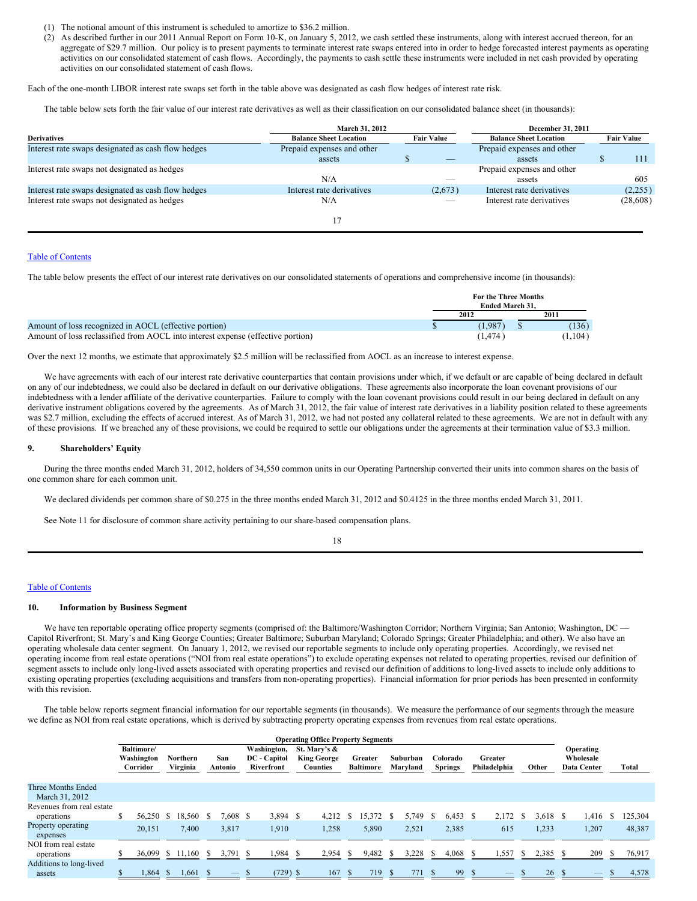(1) The notional amount of this instrument is scheduled to amortize to \$36.2 million.

(2) As described further in our 2011 Annual Report on Form 10-K, on January 5, 2012, we cash settled these instruments, along with interest accrued thereon, for an aggregate of \$29.7 million. Our policy is to present payments to terminate interest rate swaps entered into in order to hedge forecasted interest payments as operating activities on our consolidated statement of cash flows. Accordingly, the payments to cash settle these instruments were included in net cash provided by operating activities on our consolidated statement of cash flows.

Each of the one-month LIBOR interest rate swaps set forth in the table above was designated as cash flow hedges of interest rate risk.

The table below sets forth the fair value of our interest rate derivatives as well as their classification on our consolidated balance sheet (in thousands):

| | March 31, 2012 | | December 31, 2011 | |
|---|---|---|---|---|
| **Derivatives** | **Balance Sheet Location** | **Fair Value** | **Balance Sheet Location** | **Fair Value** |
| Interest rate swaps designated as cash flow hedges | Prepaid expenses and other assets | $ — | Prepaid expenses and other assets | $ 111 |
| Interest rate swaps not designated as hedges | N/A | — | Prepaid expenses and other assets | 605 |
| Interest rate swaps designated as cash flow hedges | Interest rate derivatives | (2,673) | Interest rate derivatives | (2,255) |
| Interest rate swaps not designated as hedges | N/A | — | Interest rate derivatives | (28,608) |

[Table of Contents](#)

The table below presents the effect of our interest rate derivatives on our consolidated statements of operations and comprehensive income (in thousands):

| | For the Three Months Ended March 31, | |
|---|---|---|
| | 2012 | 2011 |
| Amount of loss recognized in AOCL (effective portion) | $ (1,987) | $ (136) |
| Amount of loss reclassified from AOCL into interest expense (effective portion) | (1,474) | (1,104) |

Over the next 12 months, we estimate that approximately \$2.5 million will be reclassified from AOCL as an increase to interest expense.

We have agreements with each of our interest rate derivative counterparties that contain provisions under which, if we default or are capable of being declared in default on any of our indebtedness, we could also be declared in default on our derivative obligations. These agreements also incorporate the loan covenant provisions of our indebtedness with a lender affiliate of the derivative counterparties. Failure to comply with the loan covenant provisions could result in our being declared in default on any derivative instrument obligations covered by the agreements. As of March 31, 2012, the fair value of interest rate derivatives in a liability position related to these agreements was \$2.7 million, excluding the effects of accrued interest. As of March 31, 2012, we had not posted any collateral related to these agreements. We are not in default with any of these provisions. If we breached any of these provisions, we could be required to settle our obligations under the agreements at their termination value of \$3.3 million.

## 9. Shareholders' Equity

During the three months ended March 31, 2012, holders of 34,550 common units in our Operating Partnership converted their units into common shares on the basis of one common share for each common unit.

We declared dividends per common share of \$0.275 in the three months ended March 31, 2012 and \$0.4125 in the three months ended March 31, 2011.

See Note 11 for disclosure of common share activity pertaining to our share-based compensation plans.

[Table of Contents](#)

## 10. Information by Business Segment

We have ten reportable operating office property segments (comprised of: the Baltimore/Washington Corridor; Northern Virginia; San Antonio; Washington, DC — Capitol Riverfront; St. Mary's and King George Counties; Greater Baltimore; Suburban Maryland; Colorado Springs; Greater Philadelphia; and other). We also have an operating wholesale data center segment. On January 1, 2012, we revised our reportable segments to include only operating properties. Accordingly, we revised net operating income from real estate operations ("NOI from real estate operations") to exclude operating expenses not related to operating properties, revised our definition of segment assets to include only long-lived assets associated with operating properties and revised our definition of additions to long-lived assets to include only additions to existing operating properties (excluding acquisitions and transfers from non-operating properties). Financial information for prior periods has been presented in conformity with this revision.

The table below reports segment financial information for our reportable segments (in thousands). We measure the performance of our segments through the measure we define as NOI from real estate operations, which is derived by subtracting property operating expenses from revenues from real estate operations.

| | Operating Office Property Segments | | | | | | | | | | | |
|---|---|---|---|---|---|---|---|---|---|---|---|---|
| | Baltimore/ Washington Corridor | Northern Virginia | San Antonio | Washington, DC - Capitol Riverfront | St. Mary's & King George Counties | Greater Baltimore | Suburban Maryland | Colorado Springs | Greater Philadelphia | Other | Operating Wholesale Data Center | Total |
| Three Months Ended March 31, 2012 | | | | | | | | | | | | |
| Revenues from real estate operations | $ 56,250 | $ 18,560 | $ 7,608 | $ 3,894 | $ 4,212 | $ 15,372 | $ 5,749 | $ 6,453 | $ 2,172 | $ 3,618 | $ 1,416 | $ 125,304 |
| Property operating expenses | 20,151 | 7,400 | 3,817 | 1,910 | 1,258 | 5,890 | 2,521 | 2,385 | 615 | 1,233 | 1,207 | 48,387 |
| NOI from real estate operations | $ 36,099 | $ 11,160 | $ 3,791 | $ 1,984 | $ 2,954 | $ 9,482 | $ 3,228 | $ 4,068 | $ 1,557 | $ 2,385 | $ 209 | $ 76,917 |
| Additions to long-lived assets | $ 1,864 | $ 1,661 | $ — | $ (729) | $ 167 | $ 719 | $ 771 | $ 99 | $ — | $ 26 | $ — | $ 4,578 |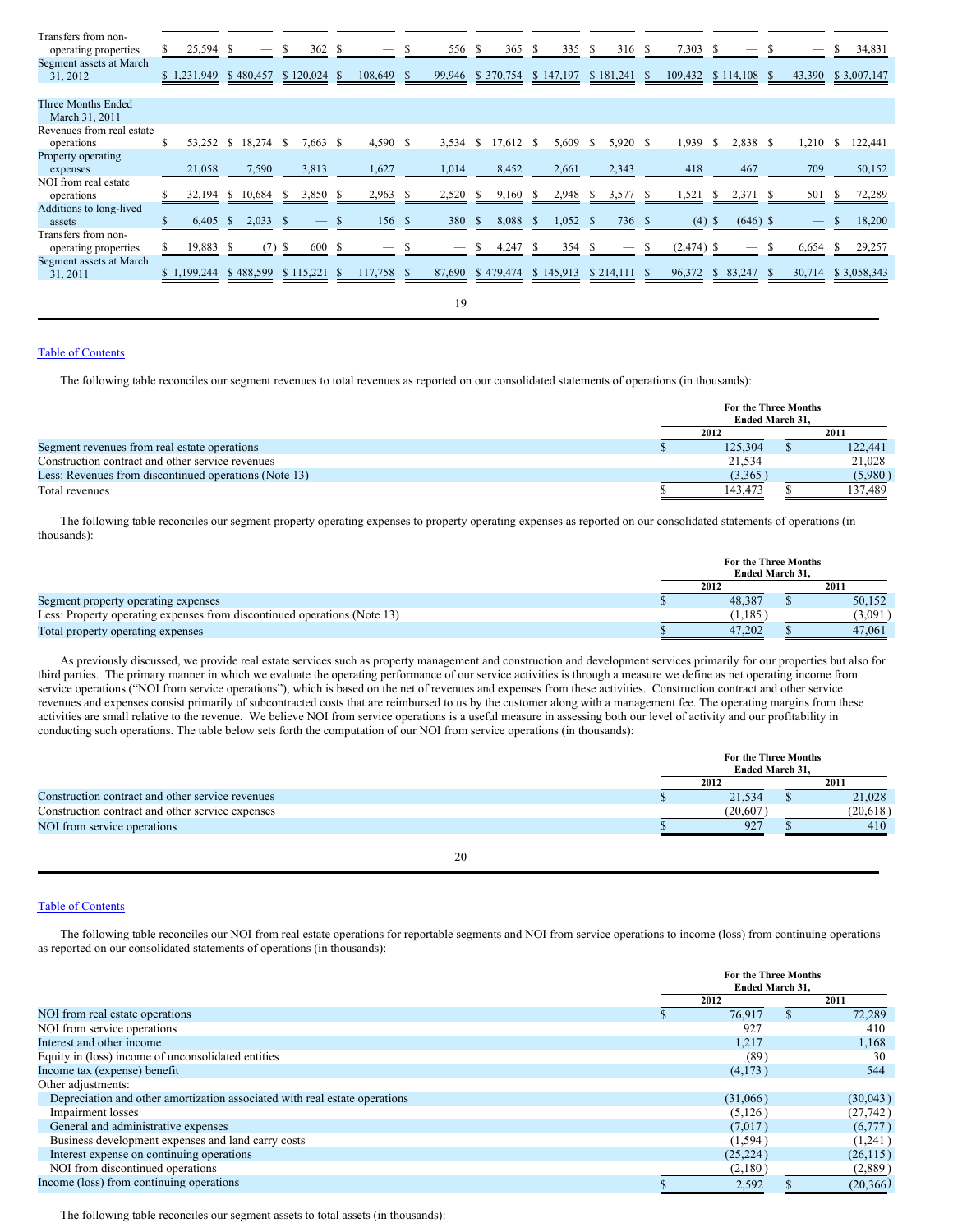| | | | | | | | | | | | | |
|---|---|---|---|---|---|---|---|---|---|---|---|---|
| Transfers from non-operating properties | $ 25,594 | $ — | $ 362 | $ — | $ 556 | $ 365 | $ 335 | $ 316 | $ 7,303 | $ — | $ — | $ 34,831 |
| Segment assets at March 31, 2012 | $ 1,231,949 | $ 480,457 | $ 120,024 | $ 108,649 | $ 99,946 | $ 370,754 | $ 147,197 | $ 181,241 | $ 109,432 | $ 114,108 | $ 43,390 | $ 3,007,147 |
| | | | | | | | | | | | | |
| Three Months Ended March 31, 2011 | | | | | | | | | | | | |
| Revenues from real estate operations | $ 53,252 | $ 18,274 | $ 7,663 | $ 4,590 | $ 3,534 | $ 17,612 | $ 5,609 | $ 5,920 | $ 1,939 | $ 2,838 | $ 1,210 | $ 122,441 |
| Property operating expenses | 21,058 | 7,590 | 3,813 | 1,627 | 1,014 | 8,452 | 2,661 | 2,343 | 418 | 467 | 709 | 50,152 |
| NOI from real estate operations | $ 32,194 | $ 10,684 | $ 3,850 | $ 2,963 | $ 2,520 | $ 9,160 | $ 2,948 | $ 3,577 | $ 1,521 | $ 2,371 | $ 501 | $ 72,289 |
| Additions to long-lived assets | $ 6,405 | $ 2,033 | $ — | $ 156 | $ 380 | $ 8,088 | $ 1,052 | $ 736 | $ (4) | $ (646) | $ — | $ 18,200 |
| Transfers from non-operating properties | $ 19,883 | $ (7) | $ 600 | $ — | $ — | $ 4,247 | $ 354 | $ — | $ (2,474) | $ — | $ 6,654 | $ 29,257 |
| Segment assets at March 31, 2011 | $ 1,199,244 | $ 488,599 | $ 115,221 | $ 117,758 | $ 87,690 | $ 479,474 | $ 145,913 | $ 214,111 | $ 96,372 | $ 83,247 | $ 30,714 | $ 3,058,343 |

[Table of Contents](#)

The following table reconciles our segment revenues to total revenues as reported on our consolidated statements of operations (in thousands):

| | For the Three Months Ended March 31, | |
|---|---|---|
| | 2012 | 2011 |
| Segment revenues from real estate operations | $ 125,304 | $ 122,441 |
| Construction contract and other service revenues | 21,534 | 21,028 |
| Less: Revenues from discontinued operations (Note 13) | (3,365) | (5,980) |
| Total revenues | $ 143,473 | $ 137,489 |

The following table reconciles our segment property operating expenses to property operating expenses as reported on our consolidated statements of operations (in thousands):

| | For the Three Months Ended March 31, | |
|---|---|---|
| | 2012 | 2011 |
| Segment property operating expenses | $ 48,387 | $ 50,152 |
| Less: Property operating expenses from discontinued operations (Note 13) | (1,185) | (3,091) |
| Total property operating expenses | $ 47,202 | $ 47,061 |

As previously discussed, we provide real estate services such as property management and construction and development services primarily for our properties but also for third parties. The primary manner in which we evaluate the operating performance of our service activities is through a measure we define as net operating income from service operations ("NOI from service operations"), which is based on the net of revenues and expenses from these activities. Construction contract and other service revenues and expenses consist primarily of subcontracted costs that are reimbursed to us by the customer along with a management fee. The operating margins from these activities are small relative to the revenue. We believe NOI from service operations is a useful measure in assessing both our level of activity and our profitability in conducting such operations. The table below sets forth the computation of our NOI from service operations (in thousands):

| | For the Three Months Ended March 31, | |
|---|---|---|
| | 2012 | 2011 |
| Construction contract and other service revenues | $ 21,534 | $ 21,028 |
| Construction contract and other service expenses | (20,607) | (20,618) |
| NOI from service operations | $ 927 | $ 410 |

[Table of Contents](#)

The following table reconciles our NOI from real estate operations for reportable segments and NOI from service operations to income (loss) from continuing operations as reported on our consolidated statements of operations (in thousands):

| | For the Three Months Ended March 31, | |
|---|---|---|
| | 2012 | 2011 |
| NOI from real estate operations | $ 76,917 | $ 72,289 |
| NOI from service operations | 927 | 410 |
| Interest and other income | 1,217 | 1,168 |
| Equity in (loss) income of unconsolidated entities | (89) | 30 |
| Income tax (expense) benefit | (4,173) | 544 |
| Other adjustments: | | |
| Depreciation and other amortization associated with real estate operations | (31,066) | (30,043) |
| Impairment losses | (5,126) | (27,742) |
| General and administrative expenses | (7,017) | (6,777) |
| Business development expenses and land carry costs | (1,594) | (1,241) |
| Interest expense on continuing operations | (25,224) | (26,115) |
| NOI from discontinued operations | (2,180) | (2,889) |
| Income (loss) from continuing operations | $ 2,592 | $ (20,366) |

The following table reconciles our segment assets to total assets (in thousands):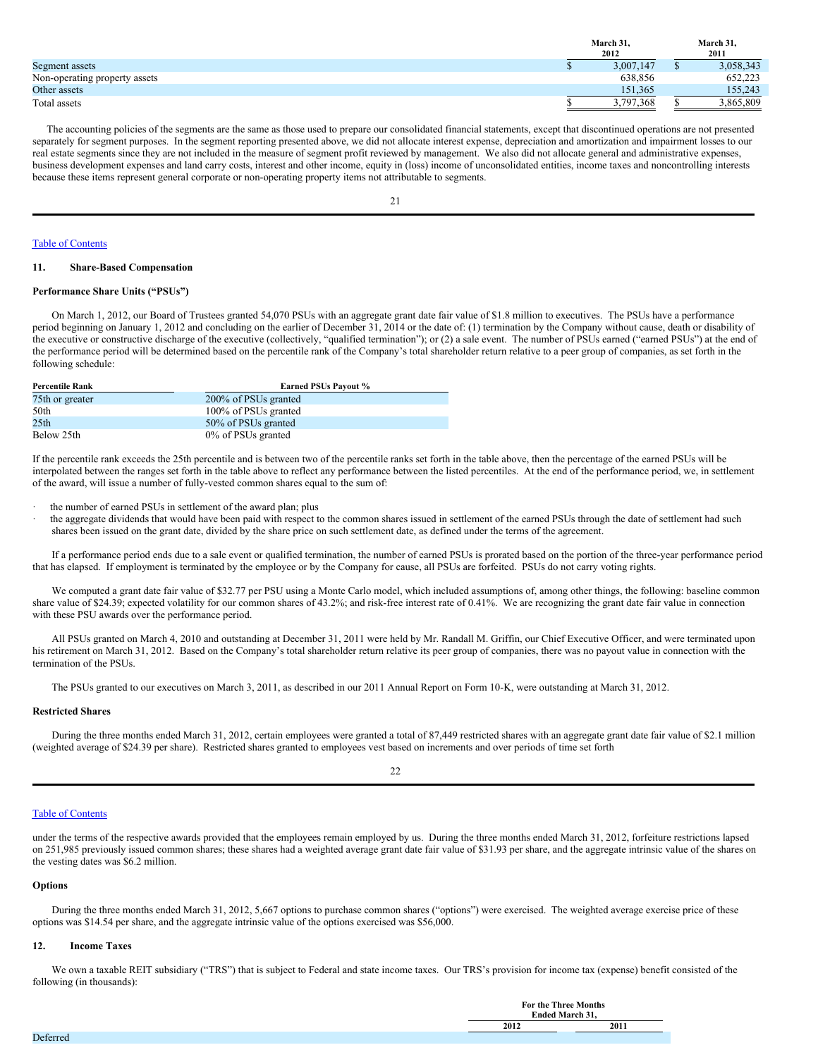| | March 31, 2012 | March 31, 2011 |
|---|---|---|
| Segment assets | $ 3,007,147 | $ 3,058,343 |
| Non-operating property assets | 638,856 | 652,223 |
| Other assets | 151,365 | 155,243 |
| Total assets | $ 3,797,368 | $ 3,865,809 |

The accounting policies of the segments are the same as those used to prepare our consolidated financial statements, except that discontinued operations are not presented separately for segment purposes. In the segment reporting presented above, we did not allocate interest expense, depreciation and amortization and impairment losses to our real estate segments since they are not included in the measure of segment profit reviewed by management. We also did not allocate general and administrative expenses, business development expenses and land carry costs, interest and other income, equity in (loss) income of unconsolidated entities, income taxes and noncontrolling interests because these items represent general corporate or non-operating property items not attributable to segments.

## 11. Share-Based Compensation

### Performance Share Units ("PSUs")

On March 1, 2012, our Board of Trustees granted 54,070 PSUs with an aggregate grant date fair value of $1.8 million to executives. The PSUs have a performance period beginning on January 1, 2012 and concluding on the earlier of December 31, 2014 or the date of: (1) termination by the Company without cause, death or disability of the executive or constructive discharge of the executive (collectively, "qualified termination"); or (2) a sale event. The number of PSUs earned ("earned PSUs") at the end of the performance period will be determined based on the percentile rank of the Company's total shareholder return relative to a peer group of companies, as set forth in the following schedule:

| Percentile Rank | Earned PSUs Payout % |
|---|---|
| 75th or greater | 200% of PSUs granted |
| 50th | 100% of PSUs granted |
| 25th | 50% of PSUs granted |
| Below 25th | 0% of PSUs granted |

If the percentile rank exceeds the 25th percentile and is between two of the percentile ranks set forth in the table above, then the percentage of the earned PSUs will be interpolated between the ranges set forth in the table above to reflect any performance between the listed percentiles. At the end of the performance period, we, in settlement of the award, will issue a number of fully-vested common shares equal to the sum of:

- the number of earned PSUs in settlement of the award plan; plus
- the aggregate dividends that would have been paid with respect to the common shares issued in settlement of the earned PSUs through the date of settlement had such shares been issued on the grant date, divided by the share price on such settlement date, as defined under the terms of the agreement.

If a performance period ends due to a sale event or qualified termination, the number of earned PSUs is prorated based on the portion of the three-year performance period that has elapsed. If employment is terminated by the employee or by the Company for cause, all PSUs are forfeited. PSUs do not carry voting rights.

We computed a grant date fair value of $32.77 per PSU using a Monte Carlo model, which included assumptions of, among other things, the following: baseline common share value of $24.39; expected volatility for our common shares of 43.2%; and risk-free interest rate of 0.41%. We are recognizing the grant date fair value in connection with these PSU awards over the performance period.

All PSUs granted on March 4, 2010 and outstanding at December 31, 2011 were held by Mr. Randall M. Griffin, our Chief Executive Officer, and were terminated upon his retirement on March 31, 2012. Based on the Company's total shareholder return relative its peer group of companies, there was no payout value in connection with the termination of the PSUs.

The PSUs granted to our executives on March 3, 2011, as described in our 2011 Annual Report on Form 10-K, were outstanding at March 31, 2012.

### Restricted Shares

During the three months ended March 31, 2012, certain employees were granted a total of 87,449 restricted shares with an aggregate grant date fair value of $2.1 million (weighted average of $24.39 per share). Restricted shares granted to employees vest based on increments and over periods of time set forth under the terms of the respective awards provided that the employees remain employed by us. During the three months ended March 31, 2012, forfeiture restrictions lapsed on 251,985 previously issued common shares; these shares had a weighted average grant date fair value of $31.93 per share, and the aggregate intrinsic value of the shares on the vesting dates was $6.2 million.

### Options

During the three months ended March 31, 2012, 5,667 options to purchase common shares ("options") were exercised. The weighted average exercise price of these options was $14.54 per share, and the aggregate intrinsic value of the options exercised was $56,000.

## 12. Income Taxes

We own a taxable REIT subsidiary ("TRS") that is subject to Federal and state income taxes. Our TRS's provision for income tax (expense) benefit consisted of the following (in thousands):

| | For the Three Months Ended March 31, | |
|---|---|---|
| | 2012 | 2011 |
| Deferred | | |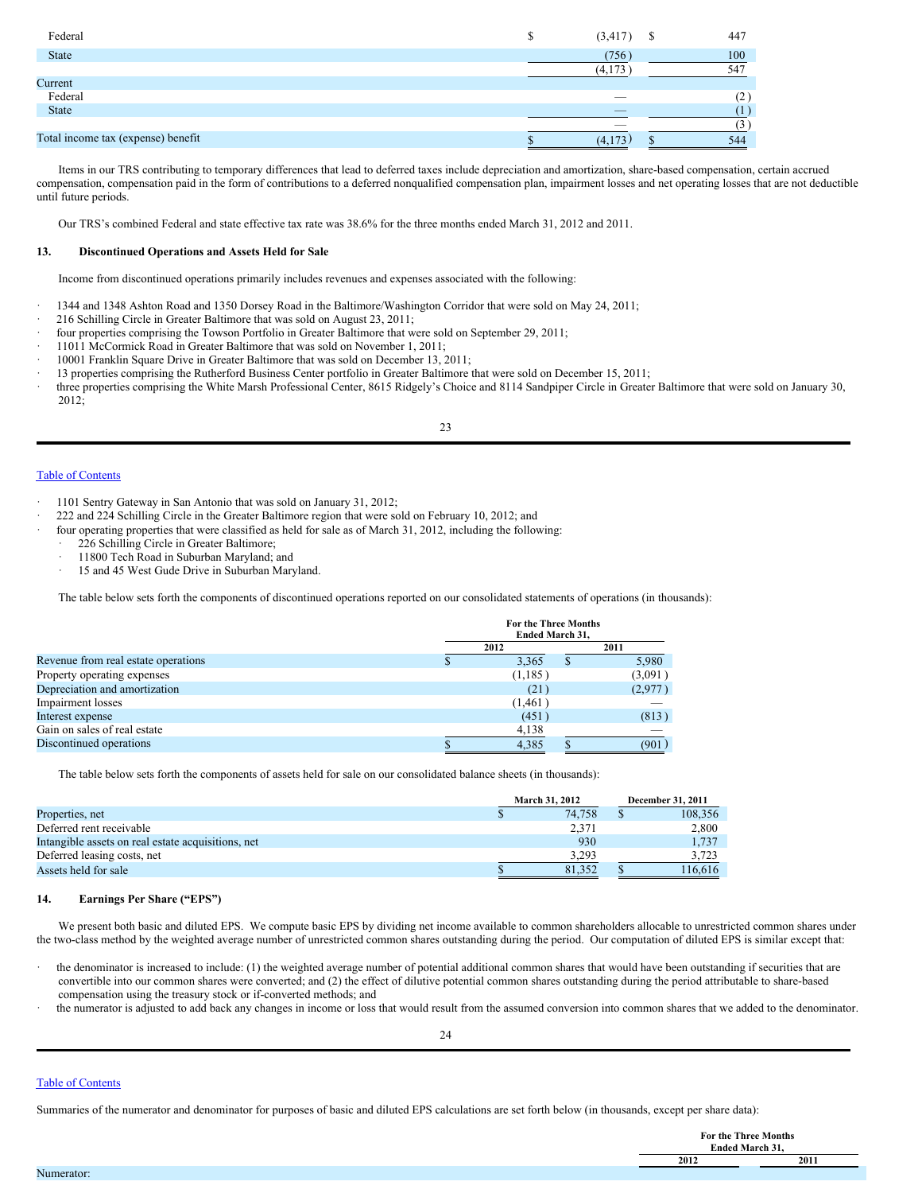| | 2012 | 2011 |
|---|---|---|
| Federal | $ (3,417) | $ 447 |
| State | (756) | 100 |
| | (4,173) | 547 |
| Current | | |
| Federal | — | (2) |
| State | — | (1) |
| | — | (3) |
| Total income tax (expense) benefit | $ (4,173) | $ 544 |

Items in our TRS contributing to temporary differences that lead to deferred taxes include depreciation and amortization, share-based compensation, certain accrued compensation, compensation paid in the form of contributions to a deferred nonqualified compensation plan, impairment losses and net operating losses that are not deductible until future periods.

Our TRS's combined Federal and state effective tax rate was 38.6% for the three months ended March 31, 2012 and 2011.

## 13. Discontinued Operations and Assets Held for Sale

Income from discontinued operations primarily includes revenues and expenses associated with the following:

- 1344 and 1348 Ashton Road and 1350 Dorsey Road in the Baltimore/Washington Corridor that were sold on May 24, 2011;
- 216 Schilling Circle in Greater Baltimore that was sold on August 23, 2011;
- four properties comprising the Towson Portfolio in Greater Baltimore that were sold on September 29, 2011;
- 11011 McCormick Road in Greater Baltimore that was sold on November 1, 2011;
- 10001 Franklin Square Drive in Greater Baltimore that was sold on December 13, 2011;
- 13 properties comprising the Rutherford Business Center portfolio in Greater Baltimore that were sold on December 15, 2011;
- three properties comprising the White Marsh Professional Center, 8615 Ridgely's Choice and 8114 Sandpiper Circle in Greater Baltimore that were sold on January 30, 2012;
- 1101 Sentry Gateway in San Antonio that was sold on January 31, 2012;
- 222 and 224 Schilling Circle in the Greater Baltimore region that were sold on February 10, 2012; and
- four operating properties that were classified as held for sale as of March 31, 2012, including the following:
  - 226 Schilling Circle in Greater Baltimore;
  - 11800 Tech Road in Suburban Maryland; and
  - 15 and 45 West Gude Drive in Suburban Maryland.

The table below sets forth the components of discontinued operations reported on our consolidated statements of operations (in thousands):

| | For the Three Months Ended March 31, | |
|---|---|---|
| | 2012 | 2011 |
| Revenue from real estate operations | $ 3,365 | $ 5,980 |
| Property operating expenses | (1,185) | (3,091) |
| Depreciation and amortization | (21) | (2,977) |
| Impairment losses | (1,461) | — |
| Interest expense | (451) | (813) |
| Gain on sales of real estate | 4,138 | — |
| Discontinued operations | $ 4,385 | $ (901) |

The table below sets forth the components of assets held for sale on our consolidated balance sheets (in thousands):

| | March 31, 2012 | December 31, 2011 |
|---|---|---|
| Properties, net | $ 74,758 | $ 108,356 |
| Deferred rent receivable | 2,371 | 2,800 |
| Intangible assets on real estate acquisitions, net | 930 | 1,737 |
| Deferred leasing costs, net | 3,293 | 3,723 |
| Assets held for sale | $ 81,352 | $ 116,616 |

## 14. Earnings Per Share ("EPS")

We present both basic and diluted EPS. We compute basic EPS by dividing net income available to common shareholders allocable to unrestricted common shares under the two-class method by the weighted average number of unrestricted common shares outstanding during the period. Our computation of diluted EPS is similar except that:

- the denominator is increased to include: (1) the weighted average number of potential additional common shares that would have been outstanding if securities that are convertible into our common shares were converted; and (2) the effect of dilutive potential common shares outstanding during the period attributable to share-based compensation using the treasury stock or if-converted methods; and
- the numerator is adjusted to add back any changes in income or loss that would result from the assumed conversion into common shares that we added to the denominator.

Summaries of the numerator and denominator for purposes of basic and diluted EPS calculations are set forth below (in thousands, except per share data):

| | For the Three Months Ended March 31, | |
|---|---|---|
| | 2012 | 2011 |
| Numerator: | | |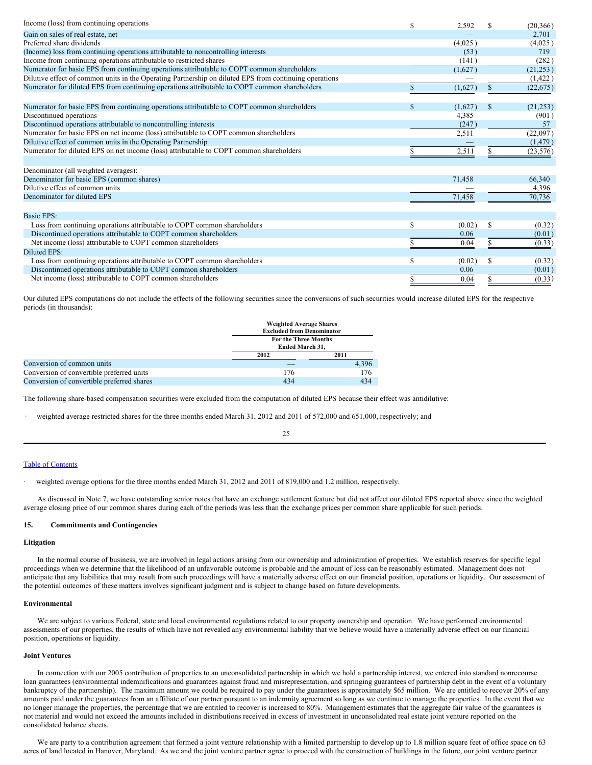| | 2012 | 2011 |
|---|---|---|
| Income (loss) from continuing operations | $ 2,592 | $ (20,366) |
| Gain on sales of real estate, net | — | 2,701 |
| Preferred share dividends | (4,025) | (4,025) |
| (Income) loss from continuing operations attributable to noncontrolling interests | (53) | 719 |
| Income from continuing operations attributable to restricted shares | (141) | (282) |
| Numerator for basic EPS from continuing operations attributable to COPT common shareholders | (1,627) | (21,253) |
| Dilutive effect of common units in the Operating Partnership on diluted EPS from continuing operations | — | (1,422) |
| Numerator for diluted EPS from continuing operations attributable to COPT common shareholders | $ (1,627) | $ (22,675) |
| | | |
| Numerator for basic EPS from continuing operations attributable to COPT common shareholders | $ (1,627) | $ (21,253) |
| Discontinued operations | 4,385 | (901) |
| Discontinued operations attributable to noncontrolling interests | (247) | 57 |
| Numerator for basic EPS on net income (loss) attributable to COPT common shareholders | 2,511 | (22,097) |
| Dilutive effect of common units in the Operating Partnership | — | (1,479) |
| Numerator for diluted EPS on net income (loss) attributable to COPT common shareholders | $ 2,511 | $ (23,576) |
| | | |
| Denominator (all weighted averages): | | |
| Denominator for basic EPS (common shares) | 71,458 | 66,340 |
| Dilutive effect of common units | — | 4,396 |
| Denominator for diluted EPS | 71,458 | 70,736 |
| | | |
| Basic EPS: | | |
| Loss from continuing operations attributable to COPT common shareholders | $ (0.02) | $ (0.32) |
| Discontinued operations attributable to COPT common shareholders | 0.06 | (0.01) |
| Net income (loss) attributable to COPT common shareholders | $ 0.04 | $ (0.33) |
| Diluted EPS: | | |
| Loss from continuing operations attributable to COPT common shareholders | $ (0.02) | $ (0.32) |
| Discontinued operations attributable to COPT common shareholders | 0.06 | (0.01) |
| Net income (loss) attributable to COPT common shareholders | $ 0.04 | $ (0.33) |

Our diluted EPS computations do not include the effects of the following securities since the conversions of such securities would increase diluted EPS for the respective periods (in thousands):

| | Weighted Average Shares Excluded from Denominator For the Three Months Ended March 31, | |
|---|---|---|
| | 2012 | 2011 |
| Conversion of common units | — | 4,396 |
| Conversion of convertible preferred units | 176 | 176 |
| Conversion of convertible preferred shares | 434 | 434 |

The following share-based compensation securities were excluded from the computation of diluted EPS because their effect was antidilutive:

- weighted average restricted shares for the three months ended March 31, 2012 and 2011 of 572,000 and 651,000, respectively; and
- weighted average options for the three months ended March 31, 2012 and 2011 of 819,000 and 1.2 million, respectively.

As discussed in Note 7, we have outstanding senior notes that have an exchange settlement feature but did not affect our diluted EPS reported above since the weighted average closing price of our common shares during each of the periods was less than the exchange prices per common share applicable for such periods.

## 15. Commitments and Contingencies

### Litigation

In the normal course of business, we are involved in legal actions arising from our ownership and administration of properties. We establish reserves for specific legal proceedings when we determine that the likelihood of an unfavorable outcome is probable and the amount of loss can be reasonably estimated. Management does not anticipate that any liabilities that may result from such proceedings will have a materially adverse effect on our financial position, operations or liquidity. Our assessment of the potential outcomes of these matters involves significant judgment and is subject to change based on future developments.

### Environmental

We are subject to various Federal, state and local environmental regulations related to our property ownership and operation. We have performed environmental assessments of our properties, the results of which have not revealed any environmental liability that we believe would have a materially adverse effect on our financial position, operations or liquidity.

### Joint Ventures

In connection with our 2005 contribution of properties to an unconsolidated partnership in which we hold a partnership interest, we entered into standard nonrecourse loan guarantees (environmental indemnifications and guarantees against fraud and misrepresentation, and springing guarantees of partnership debt in the event of a voluntary bankruptcy of the partnership). The maximum amount we could be required to pay under the guarantees is approximately $65 million. We are entitled to recover 20% of any amounts paid under the guarantees from an affiliate of our partner pursuant to an indemnity agreement so long as we continue to manage the properties. In the event that we no longer manage the properties, the percentage that we are entitled to recover is increased to 80%. Management estimates that the aggregate fair value of the guarantees is not material and would not exceed the amounts included in distributions received in excess of investment in unconsolidated real estate joint venture reported on the consolidated balance sheets.

We are party to a contribution agreement that formed a joint venture relationship with a limited partnership to develop up to 1.8 million square feet of office space on 63 acres of land located in Hanover, Maryland. As we and the joint venture partner agree to proceed with the construction of buildings in the future, our joint venture partner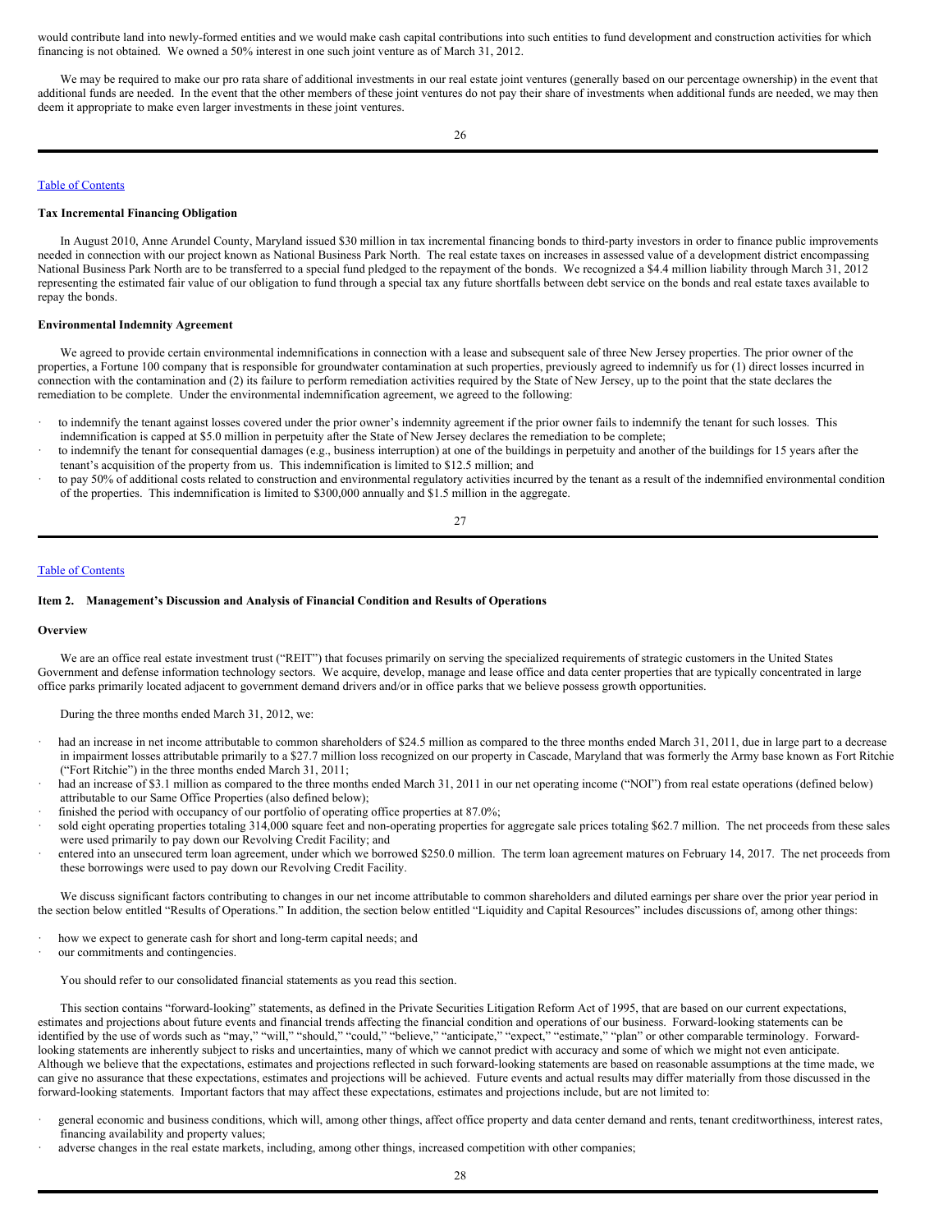would contribute land into newly-formed entities and we would make cash capital contributions into such entities to fund development and construction activities for which financing is not obtained. We owned a 50% interest in one such joint venture as of March 31, 2012.

We may be required to make our pro rata share of additional investments in our real estate joint ventures (generally based on our percentage ownership) in the event that additional funds are needed. In the event that the other members of these joint ventures do not pay their share of investments when additional funds are needed, we may then deem it appropriate to make even larger investments in these joint ventures.

Table of Contents

**Tax Incremental Financing Obligation**

In August 2010, Anne Arundel County, Maryland issued $30 million in tax incremental financing bonds to third-party investors in order to finance public improvements needed in connection with our project known as National Business Park North. The real estate taxes on increases in assessed value of a development district encompassing National Business Park North are to be transferred to a special fund pledged to the repayment of the bonds. We recognized a $4.4 million liability through March 31, 2012 representing the estimated fair value of our obligation to fund through a special tax any future shortfalls between debt service on the bonds and real estate taxes available to repay the bonds.

**Environmental Indemnity Agreement**

We agreed to provide certain environmental indemnifications in connection with a lease and subsequent sale of three New Jersey properties. The prior owner of the properties, a Fortune 100 company that is responsible for groundwater contamination at such properties, previously agreed to indemnify us for (1) direct losses incurred in connection with the contamination and (2) its failure to perform remediation activities required by the State of New Jersey, up to the point that the state declares the remediation to be complete. Under the environmental indemnification agreement, we agreed to the following:

- to indemnify the tenant against losses covered under the prior owner's indemnity agreement if the prior owner fails to indemnify the tenant for such losses. This indemnification is capped at $5.0 million in perpetuity after the State of New Jersey declares the remediation to be complete;
- to indemnify the tenant for consequential damages (e.g., business interruption) at one of the buildings in perpetuity and another of the buildings for 15 years after the tenant's acquisition of the property from us. This indemnification is limited to $12.5 million; and
- to pay 50% of additional costs related to construction and environmental regulatory activities incurred by the tenant as a result of the indemnified environmental condition of the properties. This indemnification is limited to $300,000 annually and $1.5 million in the aggregate.

Table of Contents

**Item 2. Management's Discussion and Analysis of Financial Condition and Results of Operations**

**Overview**

We are an office real estate investment trust ("REIT") that focuses primarily on serving the specialized requirements of strategic customers in the United States Government and defense information technology sectors. We acquire, develop, manage and lease office and data center properties that are typically concentrated in large office parks primarily located adjacent to government demand drivers and/or in office parks that we believe possess growth opportunities.

During the three months ended March 31, 2012, we:

- had an increase in net income attributable to common shareholders of $24.5 million as compared to the three months ended March 31, 2011, due in large part to a decrease in impairment losses attributable primarily to a $27.7 million loss recognized on our property in Cascade, Maryland that was formerly the Army base known as Fort Ritchie ("Fort Ritchie") in the three months ended March 31, 2011;
- had an increase of $3.1 million as compared to the three months ended March 31, 2011 in our net operating income ("NOI") from real estate operations (defined below) attributable to our Same Office Properties (also defined below);
- finished the period with occupancy of our portfolio of operating office properties at 87.0%;
- sold eight operating properties totaling 314,000 square feet and non-operating properties for aggregate sale prices totaling $62.7 million. The net proceeds from these sales were used primarily to pay down our Revolving Credit Facility; and
- entered into an unsecured term loan agreement, under which we borrowed $250.0 million. The term loan agreement matures on February 14, 2017. The net proceeds from these borrowings were used to pay down our Revolving Credit Facility.

We discuss significant factors contributing to changes in our net income attributable to common shareholders and diluted earnings per share over the prior year period in the section below entitled "Results of Operations." In addition, the section below entitled "Liquidity and Capital Resources" includes discussions of, among other things:

- how we expect to generate cash for short and long-term capital needs; and
- our commitments and contingencies.

You should refer to our consolidated financial statements as you read this section.

This section contains "forward-looking" statements, as defined in the Private Securities Litigation Reform Act of 1995, that are based on our current expectations, estimates and projections about future events and financial trends affecting the financial condition and operations of our business. Forward-looking statements can be identified by the use of words such as "may," "will," "should," "could," "believe," "anticipate," "expect," "estimate," "plan" or other comparable terminology. Forward-looking statements are inherently subject to risks and uncertainties, many of which we cannot predict with accuracy and some of which we might not even anticipate. Although we believe that the expectations, estimates and projections reflected in such forward-looking statements are based on reasonable assumptions at the time made, we can give no assurance that these expectations, estimates and projections will be achieved. Future events and actual results may differ materially from those discussed in the forward-looking statements. Important factors that may affect these expectations, estimates and projections include, but are not limited to:

- general economic and business conditions, which will, among other things, affect office property and data center demand and rents, tenant creditworthiness, interest rates, financing availability and property values;
- adverse changes in the real estate markets, including, among other things, increased competition with other companies;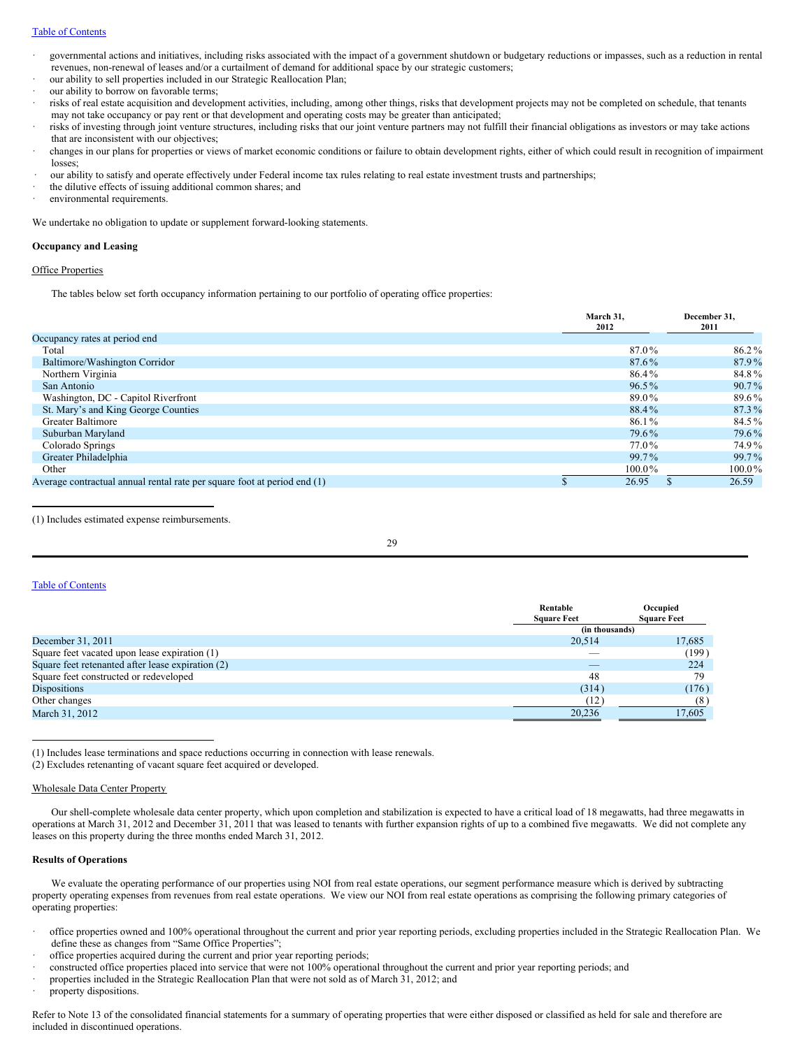- governmental actions and initiatives, including risks associated with the impact of a government shutdown or budgetary reductions or impasses, such as a reduction in rental revenues, non-renewal of leases and/or a curtailment of demand for additional space by our strategic customers;
- our ability to sell properties included in our Strategic Reallocation Plan;
- our ability to borrow on favorable terms;
- risks of real estate acquisition and development activities, including, among other things, risks that development projects may not be completed on schedule, that tenants may not take occupancy or pay rent or that development and operating costs may be greater than anticipated;
- risks of investing through joint venture structures, including risks that our joint venture partners may not fulfill their financial obligations as investors or may take actions that are inconsistent with our objectives;
- changes in our plans for properties or views of market economic conditions or failure to obtain development rights, either of which could result in recognition of impairment losses;
- our ability to satisfy and operate effectively under Federal income tax rules relating to real estate investment trusts and partnerships;
- the dilutive effects of issuing additional common shares; and
- environmental requirements.

We undertake no obligation to update or supplement forward-looking statements.

**Occupancy and Leasing**

Office Properties

The tables below set forth occupancy information pertaining to our portfolio of operating office properties:

| | March 31, 2012 | December 31, 2011 |
|---|---|---|
| Occupancy rates at period end | | |
| Total | 87.0% | 86.2% |
| Baltimore/Washington Corridor | 87.6% | 87.9% |
| Northern Virginia | 86.4% | 84.8% |
| San Antonio | 96.5% | 90.7% |
| Washington, DC - Capitol Riverfront | 89.0% | 89.6% |
| St. Mary's and King George Counties | 88.4% | 87.3% |
| Greater Baltimore | 86.1% | 84.5% |
| Suburban Maryland | 79.6% | 79.6% |
| Colorado Springs | 77.0% | 74.9% |
| Greater Philadelphia | 99.7% | 99.7% |
| Other | 100.0% | 100.0% |
| Average contractual annual rental rate per square foot at period end (1) | $ 26.95 | $ 26.59 |

(1) Includes estimated expense reimbursements.

| | Rentable Square Feet | Occupied Square Feet |
|---|---|---|
| | (in thousands) | |
| December 31, 2011 | 20,514 | 17,685 |
| Square feet vacated upon lease expiration (1) | — | (199) |
| Square feet retenanted after lease expiration (2) | — | 224 |
| Square feet constructed or redeveloped | 48 | 79 |
| Dispositions | (314) | (176) |
| Other changes | (12) | (8) |
| March 31, 2012 | 20,236 | 17,605 |

(1) Includes lease terminations and space reductions occurring in connection with lease renewals.

(2) Excludes retenanting of vacant square feet acquired or developed.

Wholesale Data Center Property

Our shell-complete wholesale data center property, which upon completion and stabilization is expected to have a critical load of 18 megawatts, had three megawatts in operations at March 31, 2012 and December 31, 2011 that was leased to tenants with further expansion rights of up to a combined five megawatts. We did not complete any leases on this property during the three months ended March 31, 2012.

**Results of Operations**

We evaluate the operating performance of our properties using NOI from real estate operations, our segment performance measure which is derived by subtracting property operating expenses from revenues from real estate operations. We view our NOI from real estate operations as comprising the following primary categories of operating properties:

- office properties owned and 100% operational throughout the current and prior year reporting periods, excluding properties included in the Strategic Reallocation Plan. We define these as changes from "Same Office Properties";
- office properties acquired during the current and prior year reporting periods;
- constructed office properties placed into service that were not 100% operational throughout the current and prior year reporting periods; and
- properties included in the Strategic Reallocation Plan that were not sold as of March 31, 2012; and
- property dispositions.

Refer to Note 13 of the consolidated financial statements for a summary of operating properties that were either disposed or classified as held for sale and therefore are included in discontinued operations.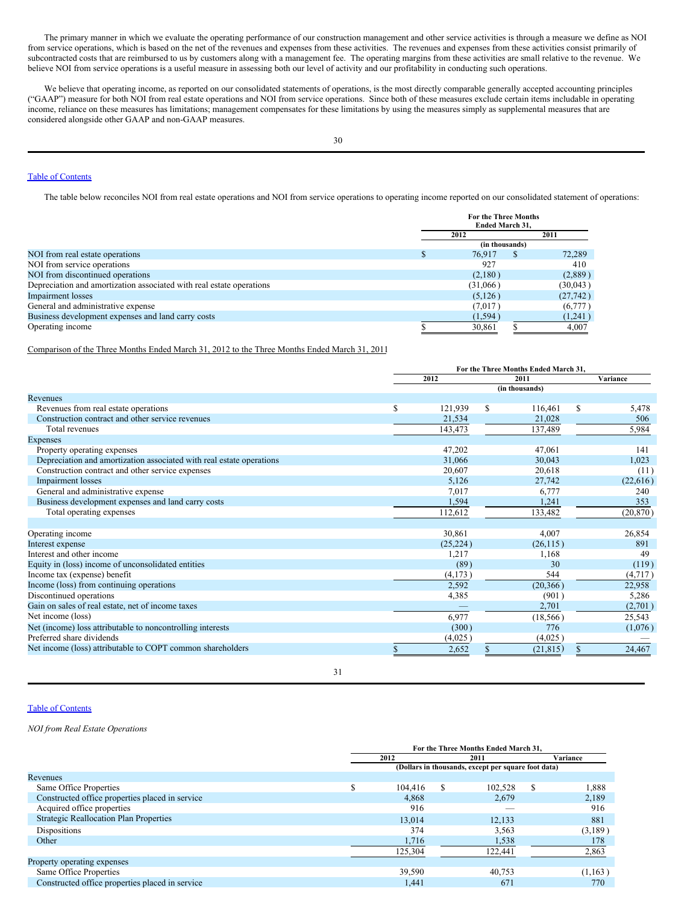The primary manner in which we evaluate the operating performance of our construction management and other service activities is through a measure we define as NOI from service operations, which is based on the net of the revenues and expenses from these activities. The revenues and expenses from these activities consist primarily of subcontracted costs that are reimbursed to us by customers along with a management fee. The operating margins from these activities are small relative to the revenue. We believe NOI from service operations is a useful measure in assessing both our level of activity and our profitability in conducting such operations.

We believe that operating income, as reported on our consolidated statements of operations, is the most directly comparable generally accepted accounting principles ("GAAP") measure for both NOI from real estate operations and NOI from service operations. Since both of these measures exclude certain items includable in operating income, reliance on these measures has limitations; management compensates for these limitations by using the measures simply as supplemental measures that are considered alongside other GAAP and non-GAAP measures.

Table of Contents

The table below reconciles NOI from real estate operations and NOI from service operations to operating income reported on our consolidated statement of operations:

| | For the Three Months Ended March 31, 2012 | 2011 |
|---|---|---|
| | (in thousands) | |
| NOI from real estate operations | $ 76,917 | $ 72,289 |
| NOI from service operations | 927 | 410 |
| NOI from discontinued operations | (2,180) | (2,889) |
| Depreciation and amortization associated with real estate operations | (31,066) | (30,043) |
| Impairment losses | (5,126) | (27,742) |
| General and administrative expense | (7,017) | (6,777) |
| Business development expenses and land carry costs | (1,594) | (1,241) |
| Operating income | $ 30,861 | $ 4,007 |

Comparison of the Three Months Ended March 31, 2012 to the Three Months Ended March 31, 2011

| | For the Three Months Ended March 31, 2012 | 2011 | Variance |
|---|---|---|---|
| | | (in thousands) | |
| **Revenues** | | | |
| Revenues from real estate operations | $ 121,939 | $ 116,461 | $ 5,478 |
| Construction contract and other service revenues | 21,534 | 21,028 | 506 |
| Total revenues | 143,473 | 137,489 | 5,984 |
| **Expenses** | | | |
| Property operating expenses | 47,202 | 47,061 | 141 |
| Depreciation and amortization associated with real estate operations | 31,066 | 30,043 | 1,023 |
| Construction contract and other service expenses | 20,607 | 20,618 | (11) |
| Impairment losses | 5,126 | 27,742 | (22,616) |
| General and administrative expense | 7,017 | 6,777 | 240 |
| Business development expenses and land carry costs | 1,594 | 1,241 | 353 |
| Total operating expenses | 112,612 | 133,482 | (20,870) |
| | | | |
| Operating income | 30,861 | 4,007 | 26,854 |
| Interest expense | (25,224) | (26,115) | 891 |
| Interest and other income | 1,217 | 1,168 | 49 |
| Equity in (loss) income of unconsolidated entities | (89) | 30 | (119) |
| Income tax (expense) benefit | (4,173) | 544 | (4,717) |
| Income (loss) from continuing operations | 2,592 | (20,366) | 22,958 |
| Discontinued operations | 4,385 | (901) | 5,286 |
| Gain on sales of real estate, net of income taxes | — | 2,701 | (2,701) |
| Net income (loss) | 6,977 | (18,566) | 25,543 |
| Net (income) loss attributable to noncontrolling interests | (300) | 776 | (1,076) |
| Preferred share dividends | (4,025) | (4,025) | — |
| Net income (loss) attributable to COPT common shareholders | $ 2,652 | $ (21,815) | $ 24,467 |

Table of Contents

*NOI from Real Estate Operations*

| | For the Three Months Ended March 31, 2012 | 2011 | Variance |
|---|---|---|---|
| | (Dollars in thousands, except per square foot data) | | |
| **Revenues** | | | |
| Same Office Properties | $ 104,416 | $ 102,528 | $ 1,888 |
| Constructed office properties placed in service | 4,868 | 2,679 | 2,189 |
| Acquired office properties | 916 | — | 916 |
| Strategic Reallocation Plan Properties | 13,014 | 12,133 | 881 |
| Dispositions | 374 | 3,563 | (3,189) |
| Other | 1,716 | 1,538 | 178 |
| | 125,304 | 122,441 | 2,863 |
| **Property operating expenses** | | | |
| Same Office Properties | 39,590 | 40,753 | (1,163) |
| Constructed office properties placed in service | 1,441 | 671 | 770 |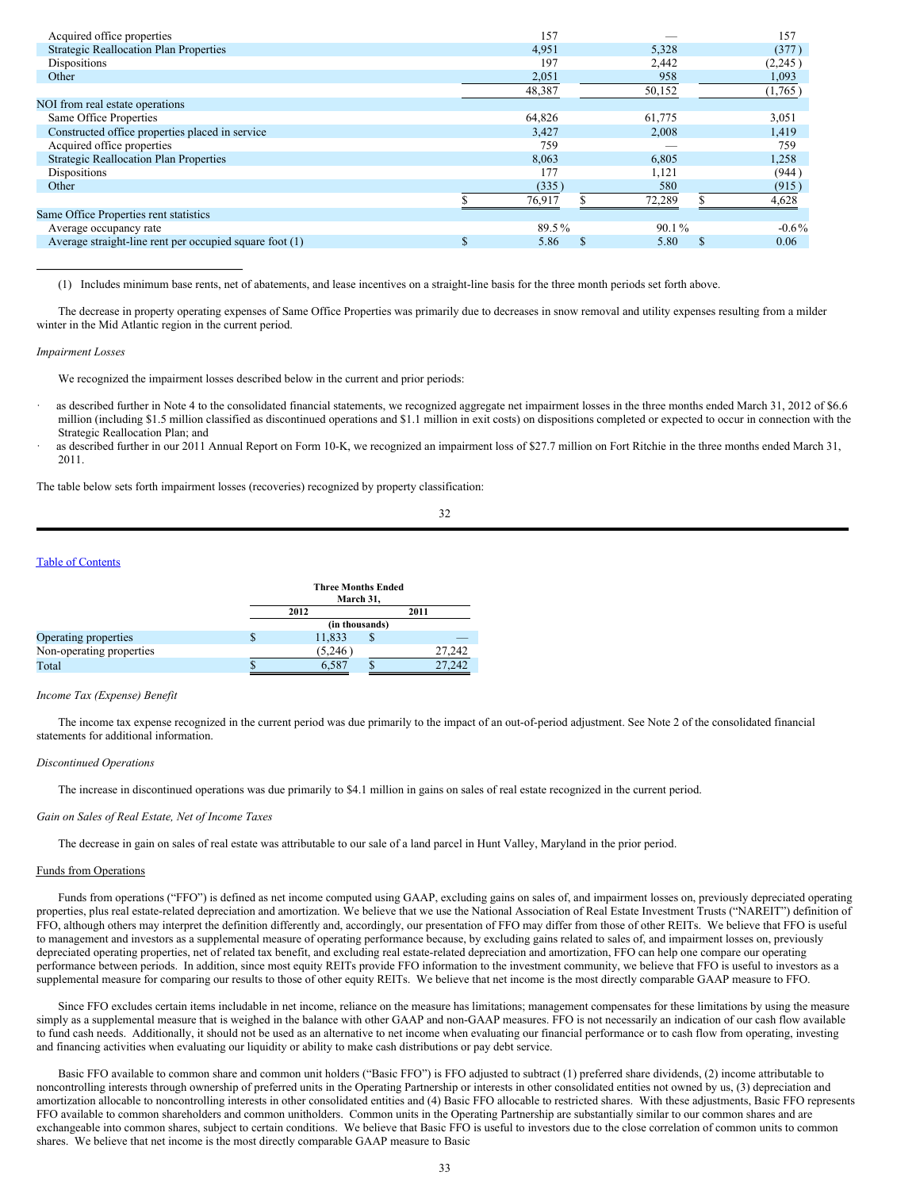| | | | |
|---|---|---|---|
| Acquired office properties | 157 | — | 157 |
| Strategic Reallocation Plan Properties | 4,951 | 5,328 | (377 ) |
| Dispositions | 197 | 2,442 | (2,245 ) |
| Other | 2,051 | 958 | 1,093 |
| | 48,387 | 50,152 | (1,765 ) |
| NOI from real estate operations | | | |
| Same Office Properties | 64,826 | 61,775 | 3,051 |
| Constructed office properties placed in service | 3,427 | 2,008 | 1,419 |
| Acquired office properties | 759 | — | 759 |
| Strategic Reallocation Plan Properties | 8,063 | 6,805 | 1,258 |
| Dispositions | 177 | 1,121 | (944 ) |
| Other | (335 ) | 580 | (915 ) |
| | $ 76,917 | $ 72,289 | $ 4,628 |
| Same Office Properties rent statistics | | | |
| Average occupancy rate | 89.5 % | 90.1 % | -0.6 % |
| Average straight-line rent per occupied square foot (1) | $ 5.86 | $ 5.80 | $ 0.06 |

(1) Includes minimum base rents, net of abatements, and lease incentives on a straight-line basis for the three month periods set forth above.

The decrease in property operating expenses of Same Office Properties was primarily due to decreases in snow removal and utility expenses resulting from a milder winter in the Mid Atlantic region in the current period.

*Impairment Losses*

We recognized the impairment losses described below in the current and prior periods:

- as described further in Note 4 to the consolidated financial statements, we recognized aggregate net impairment losses in the three months ended March 31, 2012 of $6.6 million (including $1.5 million classified as discontinued operations and $1.1 million in exit costs) on dispositions completed or expected to occur in connection with the Strategic Reallocation Plan; and
- as described further in our 2011 Annual Report on Form 10-K, we recognized an impairment loss of $27.7 million on Fort Ritchie in the three months ended March 31, 2011.

The table below sets forth impairment losses (recoveries) recognized by property classification:

| | Three Months Ended March 31, | |
|---|---|---|
| | 2012 | 2011 |
| | (in thousands) | |
| Operating properties | $ 11,833 | $ — |
| Non-operating properties | (5,246 ) | 27,242 |
| Total | $ 6,587 | $ 27,242 |

*Income Tax (Expense) Benefit*

The income tax expense recognized in the current period was due primarily to the impact of an out-of-period adjustment. See Note 2 of the consolidated financial statements for additional information.

*Discontinued Operations*

The increase in discontinued operations was due primarily to $4.1 million in gains on sales of real estate recognized in the current period.

*Gain on Sales of Real Estate, Net of Income Taxes*

The decrease in gain on sales of real estate was attributable to our sale of a land parcel in Hunt Valley, Maryland in the prior period.

## Funds from Operations

Funds from operations ("FFO") is defined as net income computed using GAAP, excluding gains on sales of, and impairment losses on, previously depreciated operating properties, plus real estate-related depreciation and amortization. We believe that we use the National Association of Real Estate Investment Trusts ("NAREIT") definition of FFO, although others may interpret the definition differently and, accordingly, our presentation of FFO may differ from those of other REITs. We believe that FFO is useful to management and investors as a supplemental measure of operating performance because, by excluding gains related to sales of, and impairment losses on, previously depreciated operating properties, net of related tax benefit, and excluding real estate-related depreciation and amortization, FFO can help one compare our operating performance between periods. In addition, since most equity REITs provide FFO information to the investment community, we believe that FFO is useful to investors as a supplemental measure for comparing our results to those of other equity REITs. We believe that net income is the most directly comparable GAAP measure to FFO.

Since FFO excludes certain items includable in net income, reliance on the measure has limitations; management compensates for these limitations by using the measure simply as a supplemental measure that is weighed in the balance with other GAAP and non-GAAP measures. FFO is not necessarily an indication of our cash flow available to fund cash needs. Additionally, it should not be used as an alternative to net income when evaluating our financial performance or to cash flow from operating, investing and financing activities when evaluating our liquidity or ability to make cash distributions or pay debt service.

Basic FFO available to common share and common unit holders ("Basic FFO") is FFO adjusted to subtract (1) preferred share dividends, (2) income attributable to noncontrolling interests through ownership of preferred units in the Operating Partnership or interests in other consolidated entities not owned by us, (3) depreciation and amortization allocable to noncontrolling interests in other consolidated entities and (4) Basic FFO allocable to restricted shares. With these adjustments, Basic FFO represents FFO available to common shareholders and common unitholders. Common units in the Operating Partnership are substantially similar to our common shares and are exchangeable into common shares, subject to certain conditions. We believe that Basic FFO is useful to investors due to the close correlation of common units to common shares. We believe that net income is the most directly comparable GAAP measure to Basic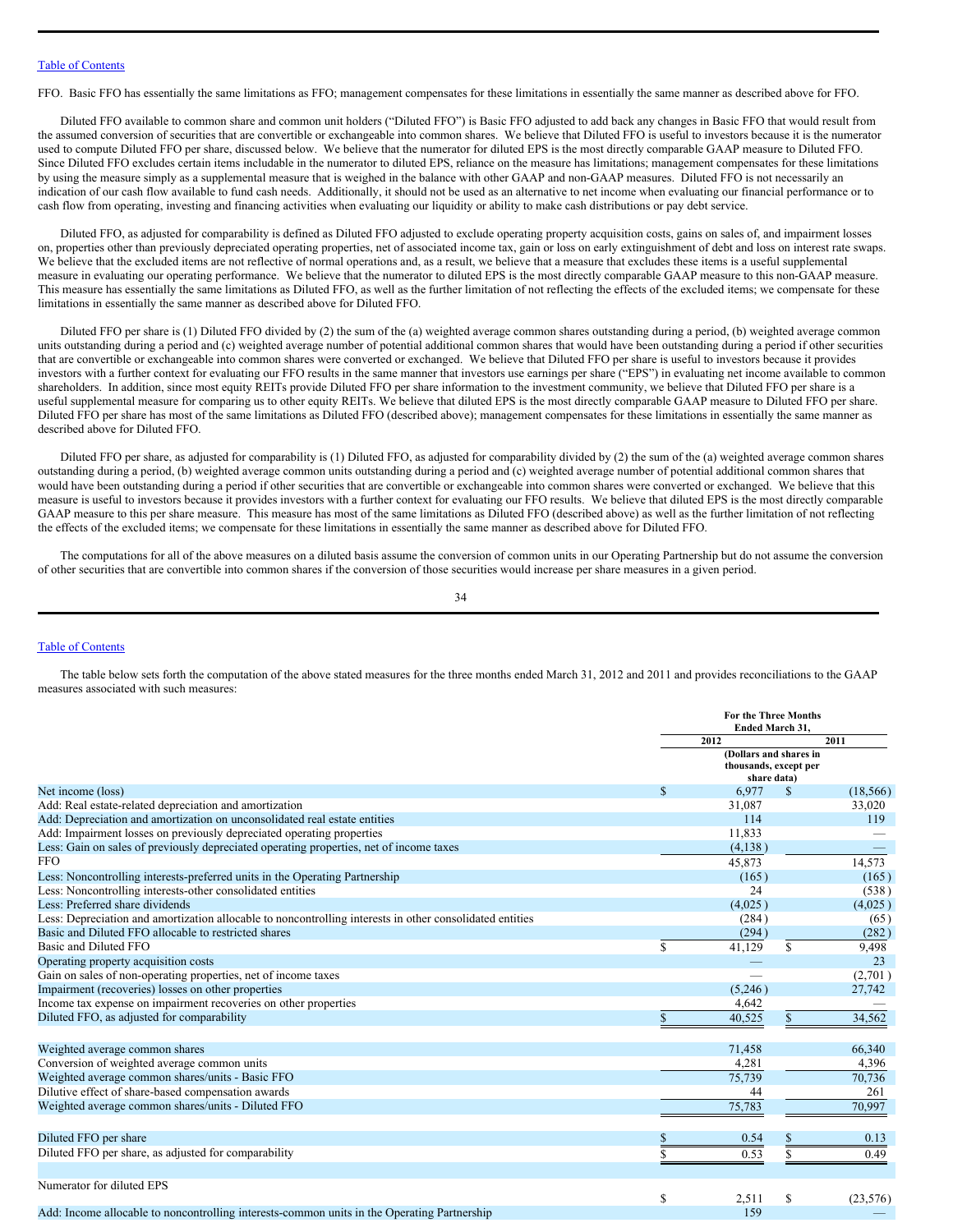FFO. Basic FFO has essentially the same limitations as FFO; management compensates for these limitations in essentially the same manner as described above for FFO.

Diluted FFO available to common share and common unit holders ("Diluted FFO") is Basic FFO adjusted to add back any changes in Basic FFO that would result from the assumed conversion of securities that are convertible or exchangeable into common shares. We believe that Diluted FFO is useful to investors because it is the numerator used to compute Diluted FFO per share, discussed below. We believe that the numerator for diluted EPS is the most directly comparable GAAP measure to Diluted FFO. Since Diluted FFO excludes certain items includable in the numerator to diluted EPS, reliance on the measure has limitations; management compensates for these limitations by using the measure simply as a supplemental measure that is weighed in the balance with other GAAP and non-GAAP measures. Diluted FFO is not necessarily an indication of our cash flow available to fund cash needs. Additionally, it should not be used as an alternative to net income when evaluating our financial performance or to cash flow from operating, investing and financing activities when evaluating our liquidity or ability to make cash distributions or pay debt service.

Diluted FFO, as adjusted for comparability is defined as Diluted FFO adjusted to exclude operating property acquisition costs, gains on sales of, and impairment losses on, properties other than previously depreciated operating properties, net of associated income tax, gain or loss on early extinguishment of debt and loss on interest rate swaps. We believe that the excluded items are not reflective of normal operations and, as a result, we believe that a measure that excludes these items is a useful supplemental measure in evaluating our operating performance. We believe that the numerator to diluted EPS is the most directly comparable GAAP measure to this non-GAAP measure. This measure has essentially the same limitations as Diluted FFO, as well as the further limitation of not reflecting the effects of the excluded items; we compensate for these limitations in essentially the same manner as described above for Diluted FFO.

Diluted FFO per share is (1) Diluted FFO divided by (2) the sum of the (a) weighted average common shares outstanding during a period, (b) weighted average common units outstanding during a period and (c) weighted average number of potential additional common shares that would have been outstanding during a period if other securities that are convertible or exchangeable into common shares were converted or exchanged. We believe that Diluted FFO per share is useful to investors because it provides investors with a further context for evaluating our FFO results in the same manner that investors use earnings per share ("EPS") in evaluating net income available to common shareholders. In addition, since most equity REITs provide Diluted FFO per share information to the investment community, we believe that Diluted FFO per share is a useful supplemental measure for comparing us to other equity REITs. We believe that diluted EPS is the most directly comparable GAAP measure to Diluted FFO per share. Diluted FFO per share has most of the same limitations as Diluted FFO (described above); management compensates for these limitations in essentially the same manner as described above for Diluted FFO.

Diluted FFO per share, as adjusted for comparability is (1) Diluted FFO, as adjusted for comparability divided by (2) the sum of the (a) weighted average common shares outstanding during a period, (b) weighted average common units outstanding during a period and (c) weighted average number of potential additional common shares that would have been outstanding during a period if other securities that are convertible or exchangeable into common shares were converted or exchanged. We believe that this measure is useful to investors because it provides investors with a further context for evaluating our FFO results. We believe that diluted EPS is the most directly comparable GAAP measure to this per share measure. This measure has most of the same limitations as Diluted FFO (described above) as well as the further limitation of not reflecting the effects of the excluded items; we compensate for these limitations in essentially the same manner as described above for Diluted FFO.

The computations for all of the above measures on a diluted basis assume the conversion of common units in our Operating Partnership but do not assume the conversion of other securities that are convertible into common shares if the conversion of those securities would increase per share measures in a given period.

The table below sets forth the computation of the above stated measures for the three months ended March 31, 2012 and 2011 and provides reconciliations to the GAAP measures associated with such measures:

| | For the Three Months Ended March 31, | |
|---|---|---|
| | 2012 | 2011 |
| | (Dollars and shares in thousands, except per share data) | |
| Net income (loss) | $ 6,977 | $ (18,566) |
| Add: Real estate-related depreciation and amortization | 31,087 | 33,020 |
| Add: Depreciation and amortization on unconsolidated real estate entities | 114 | 119 |
| Add: Impairment losses on previously depreciated operating properties | 11,833 | — |
| Less: Gain on sales of previously depreciated operating properties, net of income taxes | (4,138) | — |
| FFO | 45,873 | 14,573 |
| Less: Noncontrolling interests-preferred units in the Operating Partnership | (165) | (165) |
| Less: Noncontrolling interests-other consolidated entities | 24 | (538) |
| Less: Preferred share dividends | (4,025) | (4,025) |
| Less: Depreciation and amortization allocable to noncontrolling interests in other consolidated entities | (284) | (65) |
| Basic and Diluted FFO allocable to restricted shares | (294) | (282) |
| Basic and Diluted FFO | $ 41,129 | $ 9,498 |
| Operating property acquisition costs | — | 23 |
| Gain on sales of non-operating properties, net of income taxes | — | (2,701) |
| Impairment (recoveries) losses on other properties | (5,246) | 27,742 |
| Income tax expense on impairment recoveries on other properties | 4,642 | — |
| Diluted FFO, as adjusted for comparability | $ 40,525 | $ 34,562 |
| | | |
| Weighted average common shares | 71,458 | 66,340 |
| Conversion of weighted average common units | 4,281 | 4,396 |
| Weighted average common shares/units - Basic FFO | 75,739 | 70,736 |
| Dilutive effect of share-based compensation awards | 44 | 261 |
| Weighted average common shares/units - Diluted FFO | 75,783 | 70,997 |
| | | |
| Diluted FFO per share | $ 0.54 | $ 0.13 |
| Diluted FFO per share, as adjusted for comparability | $ 0.53 | $ 0.49 |
| | | |
| Numerator for diluted EPS | $ 2,511 | $ (23,576) |
| Add: Income allocable to noncontrolling interests-common units in the Operating Partnership | 159 | — |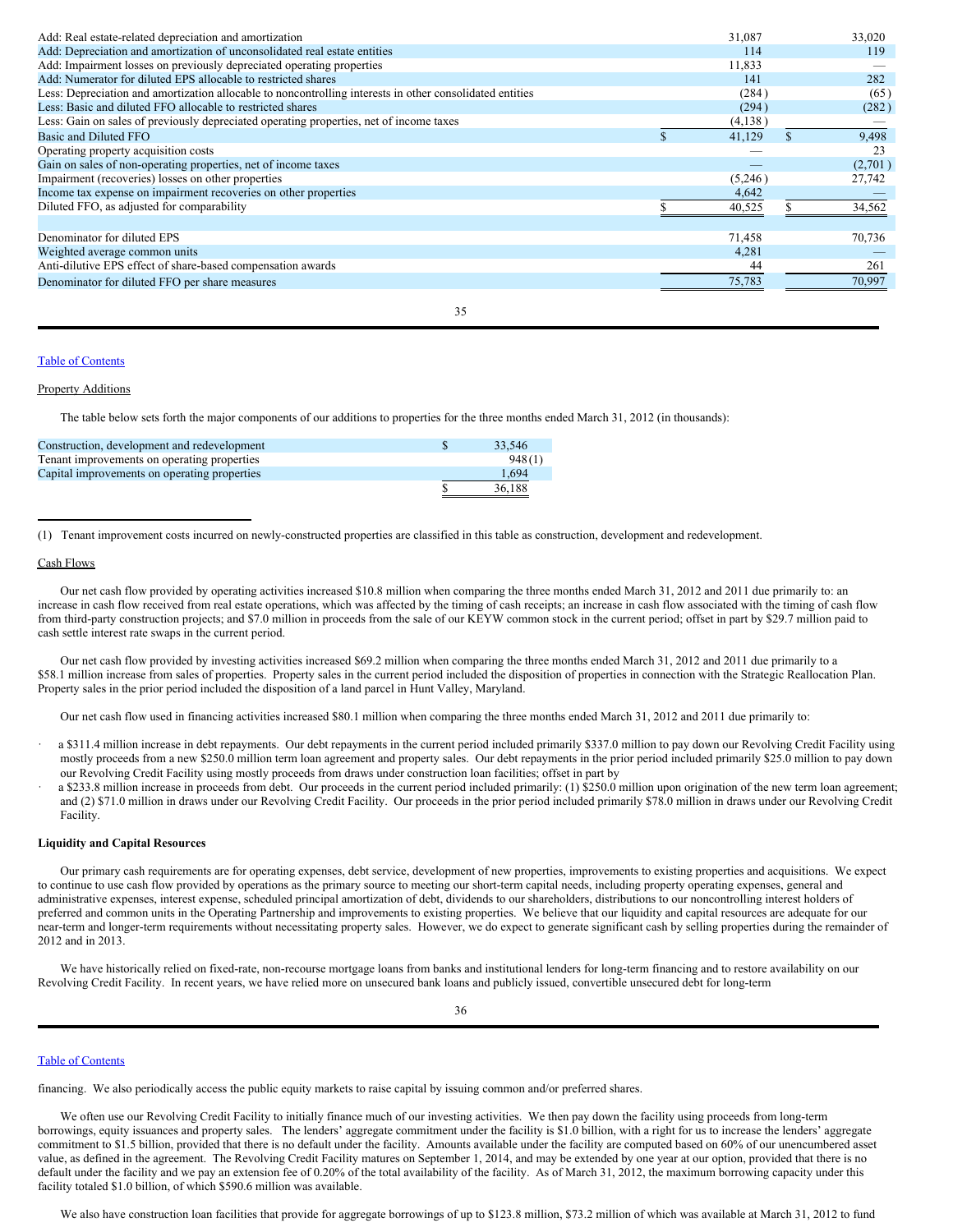| | 2012 | 2011 |
|---|---|---|
| Add: Real estate-related depreciation and amortization | 31,087 | 33,020 |
| Add: Depreciation and amortization of unconsolidated real estate entities | 114 | 119 |
| Add: Impairment losses on previously depreciated operating properties | 11,833 | — |
| Add: Numerator for diluted EPS allocable to restricted shares | 141 | 282 |
| Less: Depreciation and amortization allocable to noncontrolling interests in other consolidated entities | (284) | (65) |
| Less: Basic and diluted FFO allocable to restricted shares | (294) | (282) |
| Less: Gain on sales of previously depreciated operating properties, net of income taxes | (4,138) | — |
| Basic and Diluted FFO | $ 41,129 | $ 9,498 |
| Operating property acquisition costs | — | 23 |
| Gain on sales of non-operating properties, net of income taxes | — | (2,701) |
| Impairment (recoveries) losses on other properties | (5,246) | 27,742 |
| Income tax expense on impairment recoveries on other properties | 4,642 | — |
| Diluted FFO, as adjusted for comparability | $ 40,525 | $ 34,562 |
| | | |
| Denominator for diluted EPS | 71,458 | 70,736 |
| Weighted average common units | 4,281 | — |
| Anti-dilutive EPS effect of share-based compensation awards | 44 | 261 |
| Denominator for diluted FFO per share measures | 75,783 | 70,997 |

Property Additions

The table below sets forth the major components of our additions to properties for the three months ended March 31, 2012 (in thousands):

| | |
|---|---|
| Construction, development and redevelopment | $ 33,546 |
| Tenant improvements on operating properties | 948 (1) |
| Capital improvements on operating properties | 1,694 |
| | $ 36,188 |

(1) Tenant improvement costs incurred on newly-constructed properties are classified in this table as construction, development and redevelopment.

Cash Flows

Our net cash flow provided by operating activities increased $10.8 million when comparing the three months ended March 31, 2012 and 2011 due primarily to: an increase in cash flow received from real estate operations, which was affected by the timing of cash receipts; an increase in cash flow associated with the timing of cash flow from third-party construction projects; and $7.0 million in proceeds from the sale of our KEYW common stock in the current period; offset in part by $29.7 million paid to cash settle interest rate swaps in the current period.

Our net cash flow provided by investing activities increased $69.2 million when comparing the three months ended March 31, 2012 and 2011 due primarily to a $58.1 million increase from sales of properties. Property sales in the current period included the disposition of properties in connection with the Strategic Reallocation Plan. Property sales in the prior period included the disposition of a land parcel in Hunt Valley, Maryland.

Our net cash flow used in financing activities increased $80.1 million when comparing the three months ended March 31, 2012 and 2011 due primarily to:

- a $311.4 million increase in debt repayments. Our debt repayments in the current period included primarily $337.0 million to pay down our Revolving Credit Facility using mostly proceeds from a new $250.0 million term loan agreement and property sales. Our debt repayments in the prior period included primarily $25.0 million to pay down our Revolving Credit Facility using mostly proceeds from draws under construction loan facilities; offset in part by
- a $233.8 million increase in proceeds from debt. Our proceeds in the current period included primarily: (1) $250.0 million upon origination of the new term loan agreement; and (2) $71.0 million in draws under our Revolving Credit Facility. Our proceeds in the prior period included primarily $78.0 million in draws under our Revolving Credit Facility.

**Liquidity and Capital Resources**

Our primary cash requirements are for operating expenses, debt service, development of new properties, improvements to existing properties and acquisitions. We expect to continue to use cash flow provided by operations as the primary source to meeting our short-term capital needs, including property operating expenses, general and administrative expenses, interest expense, scheduled principal amortization of debt, dividends to our shareholders, distributions to our noncontrolling interest holders of preferred and common units in the Operating Partnership and improvements to existing properties. We believe that our liquidity and capital resources are adequate for our near-term and longer-term requirements without necessitating property sales. However, we do expect to generate significant cash by selling properties during the remainder of 2012 and in 2013.

We have historically relied on fixed-rate, non-recourse mortgage loans from banks and institutional lenders for long-term financing and to restore availability on our Revolving Credit Facility. In recent years, we have relied more on unsecured bank loans and publicly issued, convertible unsecured debt for long-term financing. We also periodically access the public equity markets to raise capital by issuing common and/or preferred shares.

We often use our Revolving Credit Facility to initially finance much of our investing activities. We then pay down the facility using proceeds from long-term borrowings, equity issuances and property sales. The lenders' aggregate commitment under the facility is $1.0 billion, with a right for us to increase the lenders' aggregate commitment to $1.5 billion, provided that there is no default under the facility. Amounts available under the facility are computed based on 60% of our unencumbered asset value, as defined in the agreement. The Revolving Credit Facility matures on September 1, 2014, and may be extended by one year at our option, provided that there is no default under the facility and we pay an extension fee of 0.20% of the total availability of the facility. As of March 31, 2012, the maximum borrowing capacity under this facility totaled $1.0 billion, of which $590.6 million was available.

We also have construction loan facilities that provide for aggregate borrowings of up to $123.8 million, $73.2 million of which was available at March 31, 2012 to fund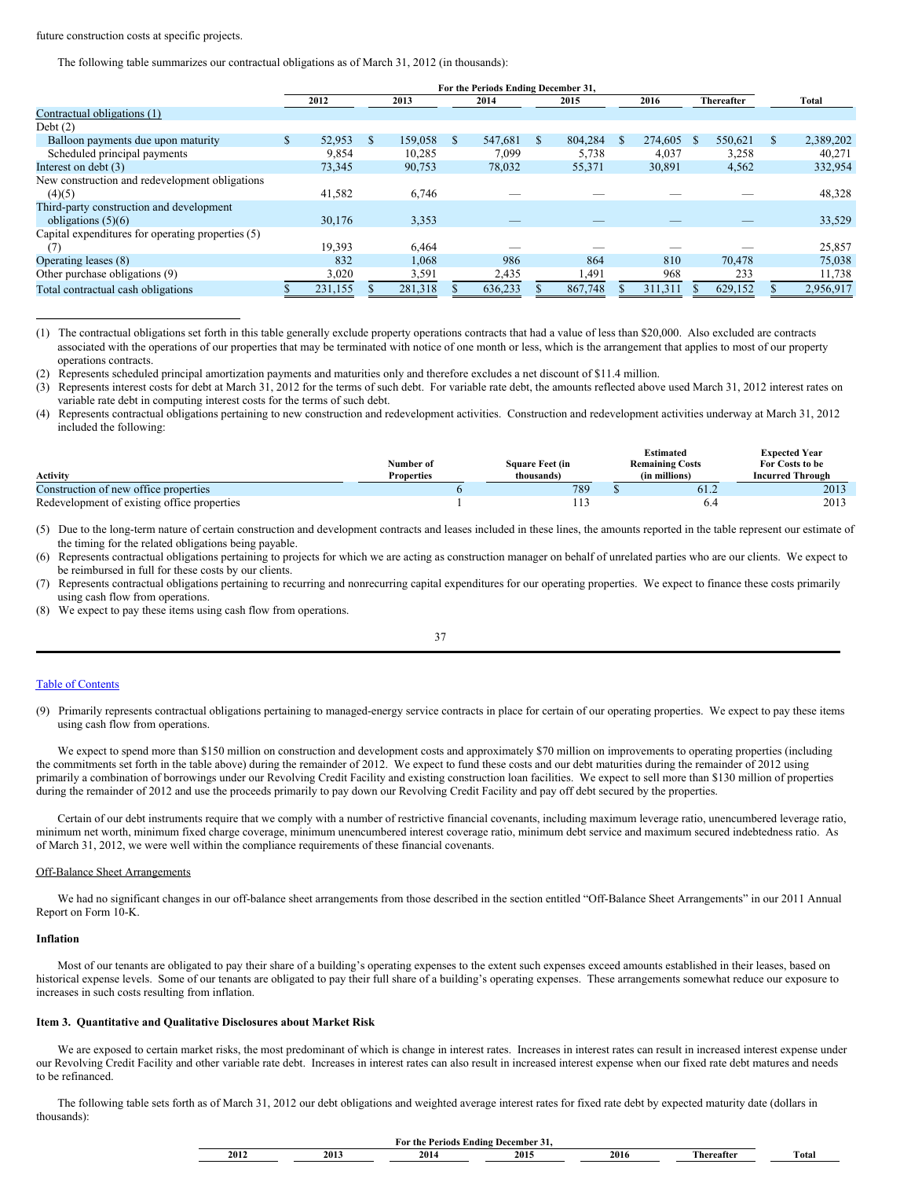future construction costs at specific projects.

The following table summarizes our contractual obligations as of March 31, 2012 (in thousands):

| | For the Periods Ending December 31, | | | | | | |
|---|---|---|---|---|---|---|---|
| | 2012 | 2013 | 2014 | 2015 | 2016 | Thereafter | Total |
| Contractual obligations (1) | | | | | | | |
| Debt (2) | | | | | | | |
| Balloon payments due upon maturity | $ 52,953 | $ 159,058 | $ 547,681 | $ 804,284 | $ 274,605 | $ 550,621 | $ 2,389,202 |
| Scheduled principal payments | 9,854 | 10,285 | 7,099 | 5,738 | 4,037 | 3,258 | 40,271 |
| Interest on debt (3) | 73,345 | 90,753 | 78,032 | 55,371 | 30,891 | 4,562 | 332,954 |
| New construction and redevelopment obligations (4)(5) | 41,582 | 6,746 | — | — | — | — | 48,328 |
| Third-party construction and development obligations (5)(6) | 30,176 | 3,353 | — | — | — | — | 33,529 |
| Capital expenditures for operating properties (5) (7) | 19,393 | 6,464 | — | — | — | — | 25,857 |
| Operating leases (8) | 832 | 1,068 | 986 | 864 | 810 | 70,478 | 75,038 |
| Other purchase obligations (9) | 3,020 | 3,591 | 2,435 | 1,491 | 968 | 233 | 11,738 |
| Total contractual cash obligations | $ 231,155 | $ 281,318 | $ 636,233 | $ 867,748 | $ 311,311 | $ 629,152 | $ 2,956,917 |

(1) The contractual obligations set forth in this table generally exclude property operations contracts that had a value of less than $20,000. Also excluded are contracts associated with the operations of our properties that may be terminated with notice of one month or less, which is the arrangement that applies to most of our property operations contracts.

(2) Represents scheduled principal amortization payments and maturities only and therefore excludes a net discount of $11.4 million.

(3) Represents interest costs for debt at March 31, 2012 for the terms of such debt. For variable rate debt, the amounts reflected above used March 31, 2012 interest rates on variable rate debt in computing interest costs for the terms of such debt.

(4) Represents contractual obligations pertaining to new construction and redevelopment activities. Construction and redevelopment activities underway at March 31, 2012 included the following:

| Activity | Number of Properties | Square Feet (in thousands) | Estimated Remaining Costs (in millions) | Expected Year For Costs to be Incurred Through |
|---|---|---|---|---|
| Construction of new office properties | 6 | 789 | $ 61.2 | 2013 |
| Redevelopment of existing office properties | 1 | 113 | 6.4 | 2013 |

(5) Due to the long-term nature of certain construction and development contracts and leases included in these lines, the amounts reported in the table represent our estimate of the timing for the related obligations being payable.

(6) Represents contractual obligations pertaining to projects for which we are acting as construction manager on behalf of unrelated parties who are our clients. We expect to be reimbursed in full for these costs by our clients.

(7) Represents contractual obligations pertaining to recurring and nonrecurring capital expenditures for our operating properties. We expect to finance these costs primarily using cash flow from operations.

(8) We expect to pay these items using cash flow from operations.

(9) Primarily represents contractual obligations pertaining to managed-energy service contracts in place for certain of our operating properties. We expect to pay these items using cash flow from operations.

We expect to spend more than $150 million on construction and development costs and approximately $70 million on improvements to operating properties (including the commitments set forth in the table above) during the remainder of 2012. We expect to fund these costs and our debt maturities during the remainder of 2012 using primarily a combination of borrowings under our Revolving Credit Facility and existing construction loan facilities. We expect to sell more than $130 million of properties during the remainder of 2012 and use the proceeds primarily to pay down our Revolving Credit Facility and pay off debt secured by the properties.

Certain of our debt instruments require that we comply with a number of restrictive financial covenants, including maximum leverage ratio, unencumbered leverage ratio, minimum net worth, minimum fixed charge coverage, minimum unencumbered interest coverage ratio, minimum debt service and maximum secured indebtedness ratio. As of March 31, 2012, we were well within the compliance requirements of these financial covenants.

Off-Balance Sheet Arrangements

We had no significant changes in our off-balance sheet arrangements from those described in the section entitled "Off-Balance Sheet Arrangements" in our 2011 Annual Report on Form 10-K.

### Inflation

Most of our tenants are obligated to pay their share of a building's operating expenses to the extent such expenses exceed amounts established in their leases, based on historical expense levels. Some of our tenants are obligated to pay their full share of a building's operating expenses. These arrangements somewhat reduce our exposure to increases in such costs resulting from inflation.

### Item 3. Quantitative and Qualitative Disclosures about Market Risk

We are exposed to certain market risks, the most predominant of which is change in interest rates. Increases in interest rates can result in increased interest expense under our Revolving Credit Facility and other variable rate debt. Increases in interest rates can also result in increased interest expense when our fixed rate debt matures and needs to be refinanced.

The following table sets forth as of March 31, 2012 our debt obligations and weighted average interest rates for fixed rate debt by expected maturity date (dollars in thousands):

| For the Periods Ending December 31, | | | | | | |
|---|---|---|---|---|---|---|
| 2012 | 2013 | 2014 | 2015 | 2016 | Thereafter | Total |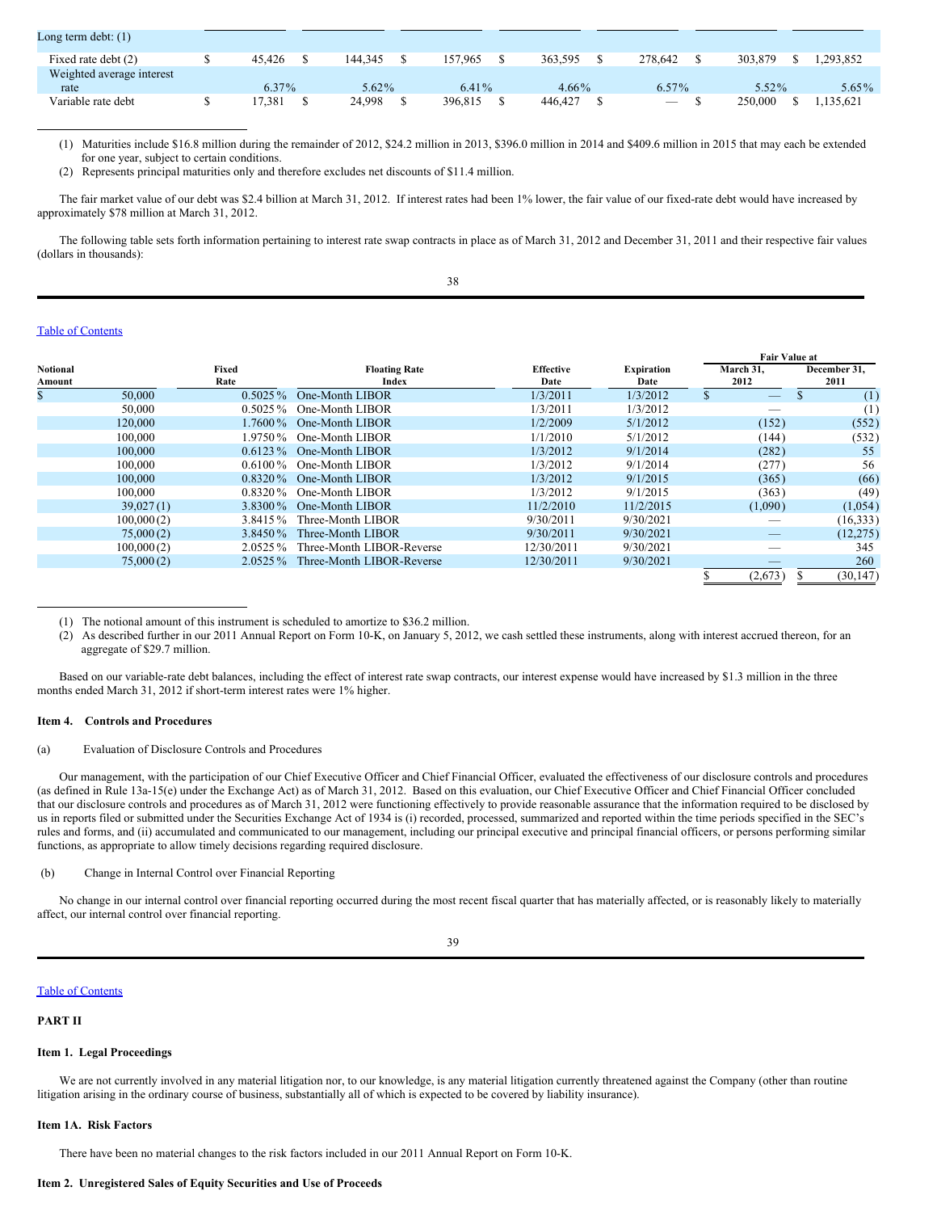| | | | | | | | |
|---|---|---|---|---|---|---|---|
| Long term debt: (1) | | | | | | | |
| Fixed rate debt (2) | $ 45,426 | $ 144,345 | $ 157,965 | $ 363,595 | $ 278,642 | $ 303,879 | $ 1,293,852 |
| Weighted average interest rate | 6.37% | 5.62% | 6.41% | 4.66% | 6.57% | 5.52% | 5.65% |
| Variable rate debt | $ 17,381 | $ 24,998 | $ 396,815 | $ 446,427 | $ — | $ 250,000 | $ 1,135,621 |

(1) Maturities include $16.8 million during the remainder of 2012, $24.2 million in 2013, $396.0 million in 2014 and $409.6 million in 2015 that may each be extended for one year, subject to certain conditions.

(2) Represents principal maturities only and therefore excludes net discounts of $11.4 million.

The fair market value of our debt was $2.4 billion at March 31, 2012. If interest rates had been 1% lower, the fair value of our fixed-rate debt would have increased by approximately $78 million at March 31, 2012.

The following table sets forth information pertaining to interest rate swap contracts in place as of March 31, 2012 and December 31, 2011 and their respective fair values (dollars in thousands):

| Notional Amount | Fixed Rate | Floating Rate Index | Effective Date | Expiration Date | Fair Value at March 31, 2012 | Fair Value at December 31, 2011 |
|---|---|---|---|---|---|---|
| $ 50,000 | 0.5025% | One-Month LIBOR | 1/3/2011 | 1/3/2012 | $ — | $ (1) |
| 50,000 | 0.5025% | One-Month LIBOR | 1/3/2011 | 1/3/2012 | — | (1) |
| 120,000 | 1.7600% | One-Month LIBOR | 1/2/2009 | 5/1/2012 | (152) | (552) |
| 100,000 | 1.9750% | One-Month LIBOR | 1/1/2010 | 5/1/2012 | (144) | (532) |
| 100,000 | 0.6123% | One-Month LIBOR | 1/3/2012 | 9/1/2014 | (282) | 55 |
| 100,000 | 0.6100% | One-Month LIBOR | 1/3/2012 | 9/1/2014 | (277) | 56 |
| 100,000 | 0.8320% | One-Month LIBOR | 1/3/2012 | 9/1/2015 | (365) | (66) |
| 100,000 | 0.8320% | One-Month LIBOR | 1/3/2012 | 9/1/2015 | (363) | (49) |
| 39,027 (1) | 3.8300% | One-Month LIBOR | 11/2/2010 | 11/2/2015 | (1,090) | (1,054) |
| 100,000 (2) | 3.8415% | Three-Month LIBOR | 9/30/2011 | 9/30/2021 | — | (16,333) |
| 75,000 (2) | 3.8450% | Three-Month LIBOR | 9/30/2011 | 9/30/2021 | — | (12,275) |
| 100,000 (2) | 2.0525% | Three-Month LIBOR-Reverse | 12/30/2011 | 9/30/2021 | — | 345 |
| 75,000 (2) | 2.0525% | Three-Month LIBOR-Reverse | 12/30/2011 | 9/30/2021 | — | 260 |
| | | | | | $ (2,673) | $ (30,147) |

(1) The notional amount of this instrument is scheduled to amortize to $36.2 million.

(2) As described further in our 2011 Annual Report on Form 10-K, on January 5, 2012, we cash settled these instruments, along with interest accrued thereon, for an aggregate of $29.7 million.

Based on our variable-rate debt balances, including the effect of interest rate swap contracts, our interest expense would have increased by $1.3 million in the three months ended March 31, 2012 if short-term interest rates were 1% higher.

### Item 4. Controls and Procedures

(a) Evaluation of Disclosure Controls and Procedures

Our management, with the participation of our Chief Executive Officer and Chief Financial Officer, evaluated the effectiveness of our disclosure controls and procedures (as defined in Rule 13a-15(e) under the Exchange Act) as of March 31, 2012. Based on this evaluation, our Chief Executive Officer and Chief Financial Officer concluded that our disclosure controls and procedures as of March 31, 2012 were functioning effectively to provide reasonable assurance that the information required to be disclosed by us in reports filed or submitted under the Securities Exchange Act of 1934 is (i) recorded, processed, summarized and reported within the time periods specified in the SEC's rules and forms, and (ii) accumulated and communicated to our management, including our principal executive and principal financial officers, or persons performing similar functions, as appropriate to allow timely decisions regarding required disclosure.

(b) Change in Internal Control over Financial Reporting

No change in our internal control over financial reporting occurred during the most recent fiscal quarter that has materially affected, or is reasonably likely to materially affect, our internal control over financial reporting.

Table of Contents

## PART II

### Item 1. Legal Proceedings

We are not currently involved in any material litigation nor, to our knowledge, is any material litigation currently threatened against the Company (other than routine litigation arising in the ordinary course of business, substantially all of which is expected to be covered by liability insurance).

### Item 1A. Risk Factors

There have been no material changes to the risk factors included in our 2011 Annual Report on Form 10-K.

### Item 2. Unregistered Sales of Equity Securities and Use of Proceeds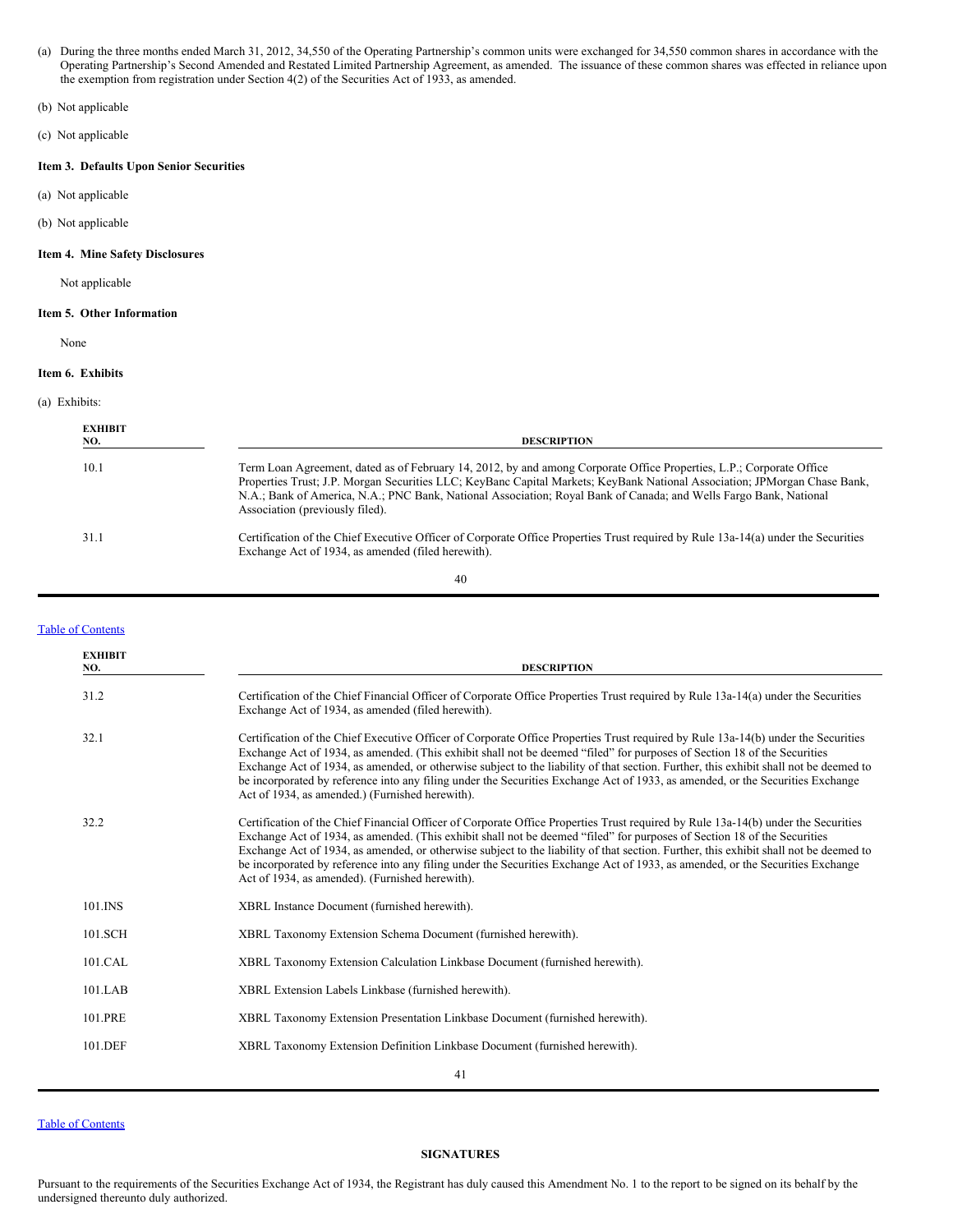(a) During the three months ended March 31, 2012, 34,550 of the Operating Partnership's common units were exchanged for 34,550 common shares in accordance with the Operating Partnership's Second Amended and Restated Limited Partnership Agreement, as amended. The issuance of these common shares was effected in reliance upon the exemption from registration under Section 4(2) of the Securities Act of 1933, as amended.

(b) Not applicable

(c) Not applicable

**Item 3. Defaults Upon Senior Securities**

(a) Not applicable

(b) Not applicable

**Item 4. Mine Safety Disclosures**

Not applicable

**Item 5. Other Information**

None

**Item 6. Exhibits**

(a) Exhibits:

| EXHIBIT NO. | DESCRIPTION |
|---|---|
| 10.1 | Term Loan Agreement, dated as of February 14, 2012, by and among Corporate Office Properties, L.P.; Corporate Office Properties Trust; J.P. Morgan Securities LLC; KeyBanc Capital Markets; KeyBank National Association; JPMorgan Chase Bank, N.A.; Bank of America, N.A.; PNC Bank, National Association; Royal Bank of Canada; and Wells Fargo Bank, National Association (previously filed). |
| 31.1 | Certification of the Chief Executive Officer of Corporate Office Properties Trust required by Rule 13a-14(a) under the Securities Exchange Act of 1934, as amended (filed herewith). |
| 31.2 | Certification of the Chief Financial Officer of Corporate Office Properties Trust required by Rule 13a-14(a) under the Securities Exchange Act of 1934, as amended (filed herewith). |
| 32.1 | Certification of the Chief Executive Officer of Corporate Office Properties Trust required by Rule 13a-14(b) under the Securities Exchange Act of 1934, as amended. (This exhibit shall not be deemed "filed" for purposes of Section 18 of the Securities Exchange Act of 1934, as amended, or otherwise subject to the liability of that section. Further, this exhibit shall not be deemed to be incorporated by reference into any filing under the Securities Exchange Act of 1933, as amended, or the Securities Exchange Act of 1934, as amended.) (Furnished herewith). |
| 32.2 | Certification of the Chief Financial Officer of Corporate Office Properties Trust required by Rule 13a-14(b) under the Securities Exchange Act of 1934, as amended. (This exhibit shall not be deemed "filed" for purposes of Section 18 of the Securities Exchange Act of 1934, as amended, or otherwise subject to the liability of that section. Further, this exhibit shall not be deemed to be incorporated by reference into any filing under the Securities Exchange Act of 1933, as amended, or the Securities Exchange Act of 1934, as amended). (Furnished herewith). |
| 101.INS | XBRL Instance Document (furnished herewith). |
| 101.SCH | XBRL Taxonomy Extension Schema Document (furnished herewith). |
| 101.CAL | XBRL Taxonomy Extension Calculation Linkbase Document (furnished herewith). |
| 101.LAB | XBRL Extension Labels Linkbase (furnished herewith). |
| 101.PRE | XBRL Taxonomy Extension Presentation Linkbase Document (furnished herewith). |
| 101.DEF | XBRL Taxonomy Extension Definition Linkbase Document (furnished herewith). |

**SIGNATURES**

Pursuant to the requirements of the Securities Exchange Act of 1934, the Registrant has duly caused this Amendment No. 1 to the report to be signed on its behalf by the undersigned thereunto duly authorized.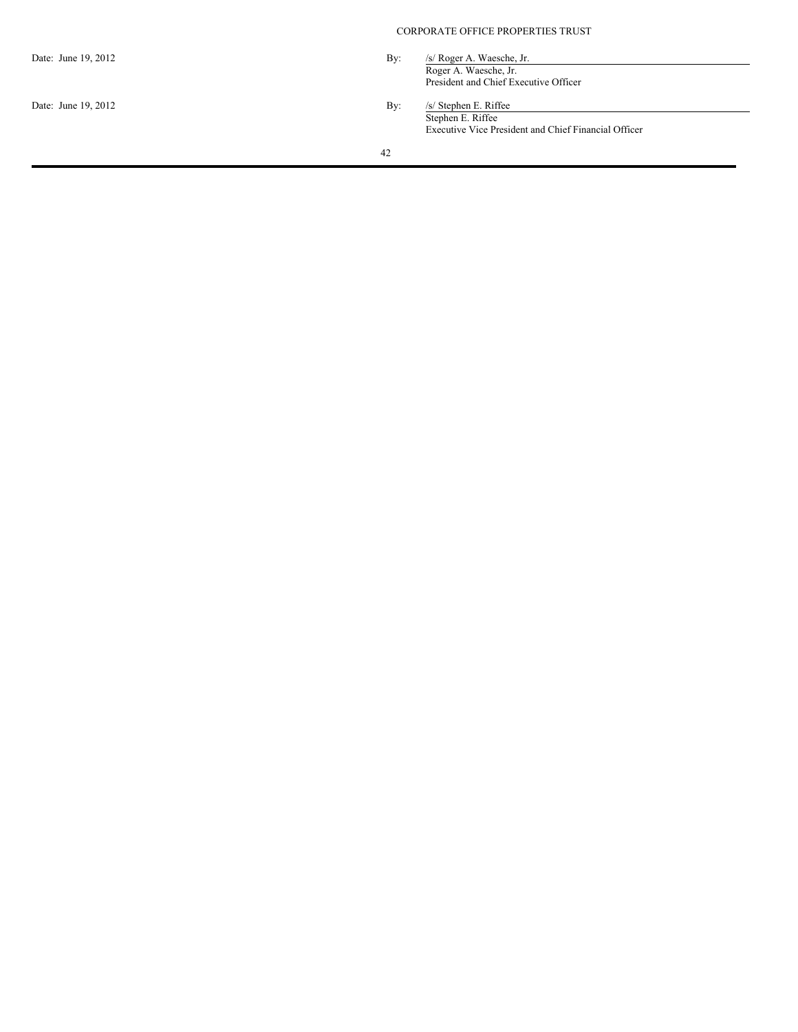CORPORATE OFFICE PROPERTIES TRUST

| | | |
|---|---|---|
| Date: June 19, 2012 | By: | /s/ Roger A. Waesche, Jr. |
| | | Roger A. Waesche, Jr. |
| | | President and Chief Executive Officer |
| Date: June 19, 2012 | By: | /s/ Stephen E. Riffee |
| | | Stephen E. Riffee |
| | | Executive Vice President and Chief Financial Officer |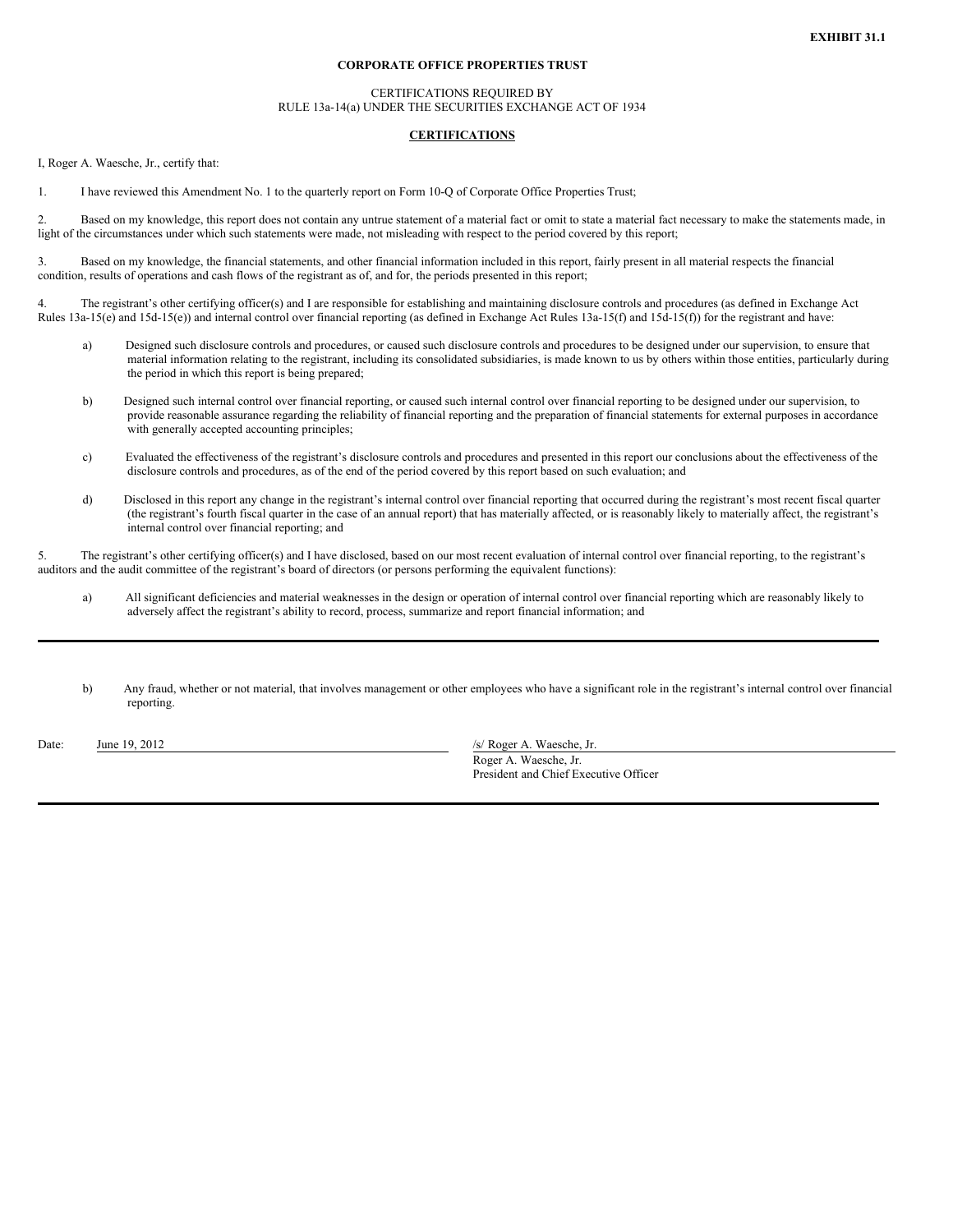**EXHIBIT 31.1**

**CORPORATE OFFICE PROPERTIES TRUST**

CERTIFICATIONS REQUIRED BY
RULE 13a-14(a) UNDER THE SECURITIES EXCHANGE ACT OF 1934

**CERTIFICATIONS**

I, Roger A. Waesche, Jr., certify that:

1. I have reviewed this Amendment No. 1 to the quarterly report on Form 10-Q of Corporate Office Properties Trust;

2. Based on my knowledge, this report does not contain any untrue statement of a material fact or omit to state a material fact necessary to make the statements made, in light of the circumstances under which such statements were made, not misleading with respect to the period covered by this report;

3. Based on my knowledge, the financial statements, and other financial information included in this report, fairly present in all material respects the financial condition, results of operations and cash flows of the registrant as of, and for, the periods presented in this report;

4. The registrant's other certifying officer(s) and I are responsible for establishing and maintaining disclosure controls and procedures (as defined in Exchange Act Rules 13a-15(e) and 15d-15(e)) and internal control over financial reporting (as defined in Exchange Act Rules 13a-15(f) and 15d-15(f)) for the registrant and have:

   a) Designed such disclosure controls and procedures, or caused such disclosure controls and procedures to be designed under our supervision, to ensure that material information relating to the registrant, including its consolidated subsidiaries, is made known to us by others within those entities, particularly during the period in which this report is being prepared;

   b) Designed such internal control over financial reporting, or caused such internal control over financial reporting to be designed under our supervision, to provide reasonable assurance regarding the reliability of financial reporting and the preparation of financial statements for external purposes in accordance with generally accepted accounting principles;

   c) Evaluated the effectiveness of the registrant's disclosure controls and procedures and presented in this report our conclusions about the effectiveness of the disclosure controls and procedures, as of the end of the period covered by this report based on such evaluation; and

   d) Disclosed in this report any change in the registrant's internal control over financial reporting that occurred during the registrant's most recent fiscal quarter (the registrant's fourth fiscal quarter in the case of an annual report) that has materially affected, or is reasonably likely to materially affect, the registrant's internal control over financial reporting; and

5. The registrant's other certifying officer(s) and I have disclosed, based on our most recent evaluation of internal control over financial reporting, to the registrant's auditors and the audit committee of the registrant's board of directors (or persons performing the equivalent functions):

   a) All significant deficiencies and material weaknesses in the design or operation of internal control over financial reporting which are reasonably likely to adversely affect the registrant's ability to record, process, summarize and report financial information; and

   b) Any fraud, whether or not material, that involves management or other employees who have a significant role in the registrant's internal control over financial reporting.

Date: June 19, 2012

/s/ Roger A. Waesche, Jr.
Roger A. Waesche, Jr.
President and Chief Executive Officer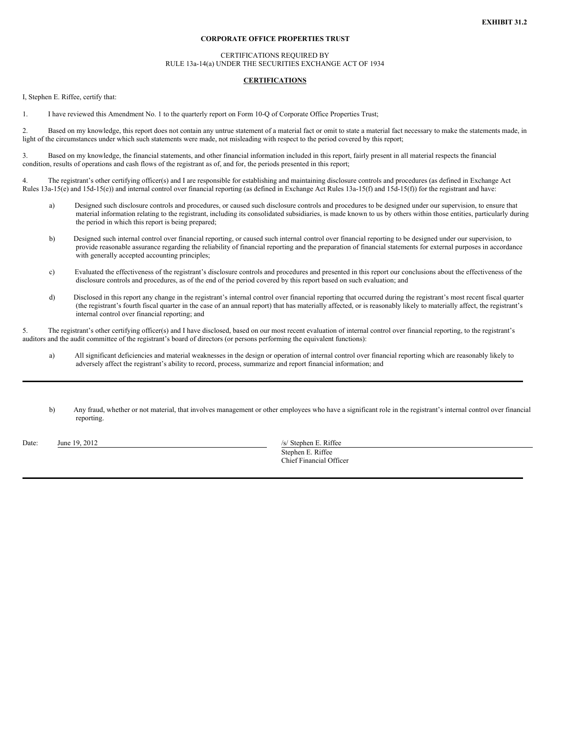**EXHIBIT 31.2**

**CORPORATE OFFICE PROPERTIES TRUST**

CERTIFICATIONS REQUIRED BY
RULE 13a-14(a) UNDER THE SECURITIES EXCHANGE ACT OF 1934

**CERTIFICATIONS**

I, Stephen E. Riffee, certify that:

1. I have reviewed this Amendment No. 1 to the quarterly report on Form 10-Q of Corporate Office Properties Trust;

2. Based on my knowledge, this report does not contain any untrue statement of a material fact or omit to state a material fact necessary to make the statements made, in light of the circumstances under which such statements were made, not misleading with respect to the period covered by this report;

3. Based on my knowledge, the financial statements, and other financial information included in this report, fairly present in all material respects the financial condition, results of operations and cash flows of the registrant as of, and for, the periods presented in this report;

4. The registrant's other certifying officer(s) and I are responsible for establishing and maintaining disclosure controls and procedures (as defined in Exchange Act Rules 13a-15(e) and 15d-15(e)) and internal control over financial reporting (as defined in Exchange Act Rules 13a-15(f) and 15d-15(f)) for the registrant and have:

   a) Designed such disclosure controls and procedures, or caused such disclosure controls and procedures to be designed under our supervision, to ensure that material information relating to the registrant, including its consolidated subsidiaries, is made known to us by others within those entities, particularly during the period in which this report is being prepared;

   b) Designed such internal control over financial reporting, or caused such internal control over financial reporting to be designed under our supervision, to provide reasonable assurance regarding the reliability of financial reporting and the preparation of financial statements for external purposes in accordance with generally accepted accounting principles;

   c) Evaluated the effectiveness of the registrant's disclosure controls and procedures and presented in this report our conclusions about the effectiveness of the disclosure controls and procedures, as of the end of the period covered by this report based on such evaluation; and

   d) Disclosed in this report any change in the registrant's internal control over financial reporting that occurred during the registrant's most recent fiscal quarter (the registrant's fourth fiscal quarter in the case of an annual report) that has materially affected, or is reasonably likely to materially affect, the registrant's internal control over financial reporting; and

5. The registrant's other certifying officer(s) and I have disclosed, based on our most recent evaluation of internal control over financial reporting, to the registrant's auditors and the audit committee of the registrant's board of directors (or persons performing the equivalent functions):

   a) All significant deficiencies and material weaknesses in the design or operation of internal control over financial reporting which are reasonably likely to adversely affect the registrant's ability to record, process, summarize and report financial information; and

   b) Any fraud, whether or not material, that involves management or other employees who have a significant role in the registrant's internal control over financial reporting.

Date: June 19, 2012

/s/ Stephen E. Riffee
Stephen E. Riffee
Chief Financial Officer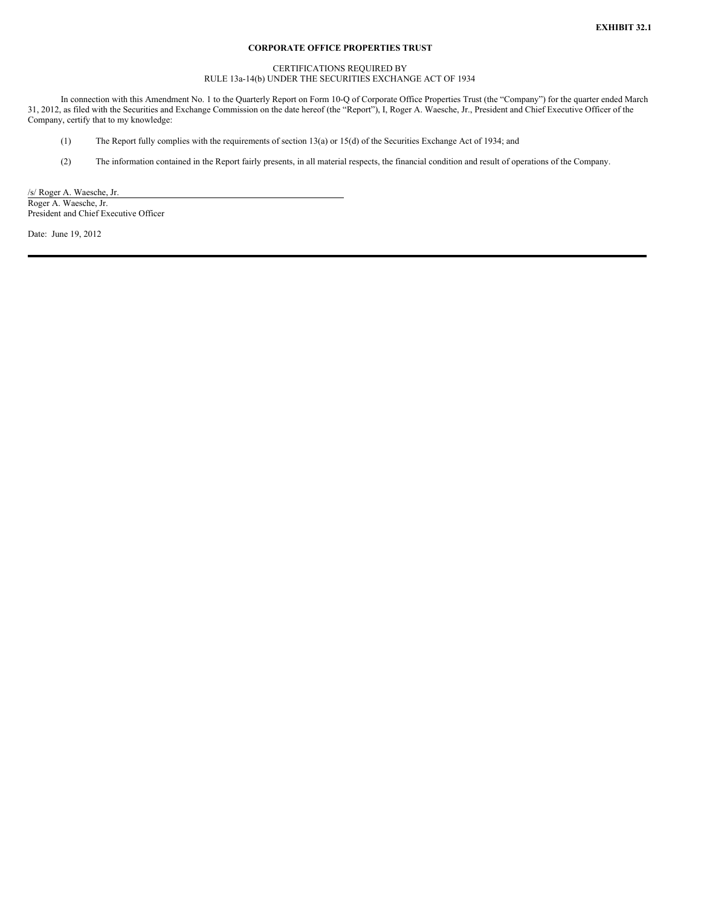**EXHIBIT 32.1**

**CORPORATE OFFICE PROPERTIES TRUST**

CERTIFICATIONS REQUIRED BY
RULE 13a-14(b) UNDER THE SECURITIES EXCHANGE ACT OF 1934

In connection with this Amendment No. 1 to the Quarterly Report on Form 10-Q of Corporate Office Properties Trust (the "Company") for the quarter ended March 31, 2012, as filed with the Securities and Exchange Commission on the date hereof (the "Report"), I, Roger A. Waesche, Jr., President and Chief Executive Officer of the Company, certify that to my knowledge:

(1) The Report fully complies with the requirements of section 13(a) or 15(d) of the Securities Exchange Act of 1934; and

(2) The information contained in the Report fairly presents, in all material respects, the financial condition and result of operations of the Company.

/s/ Roger A. Waesche, Jr.
Roger A. Waesche, Jr.
President and Chief Executive Officer

Date: June 19, 2012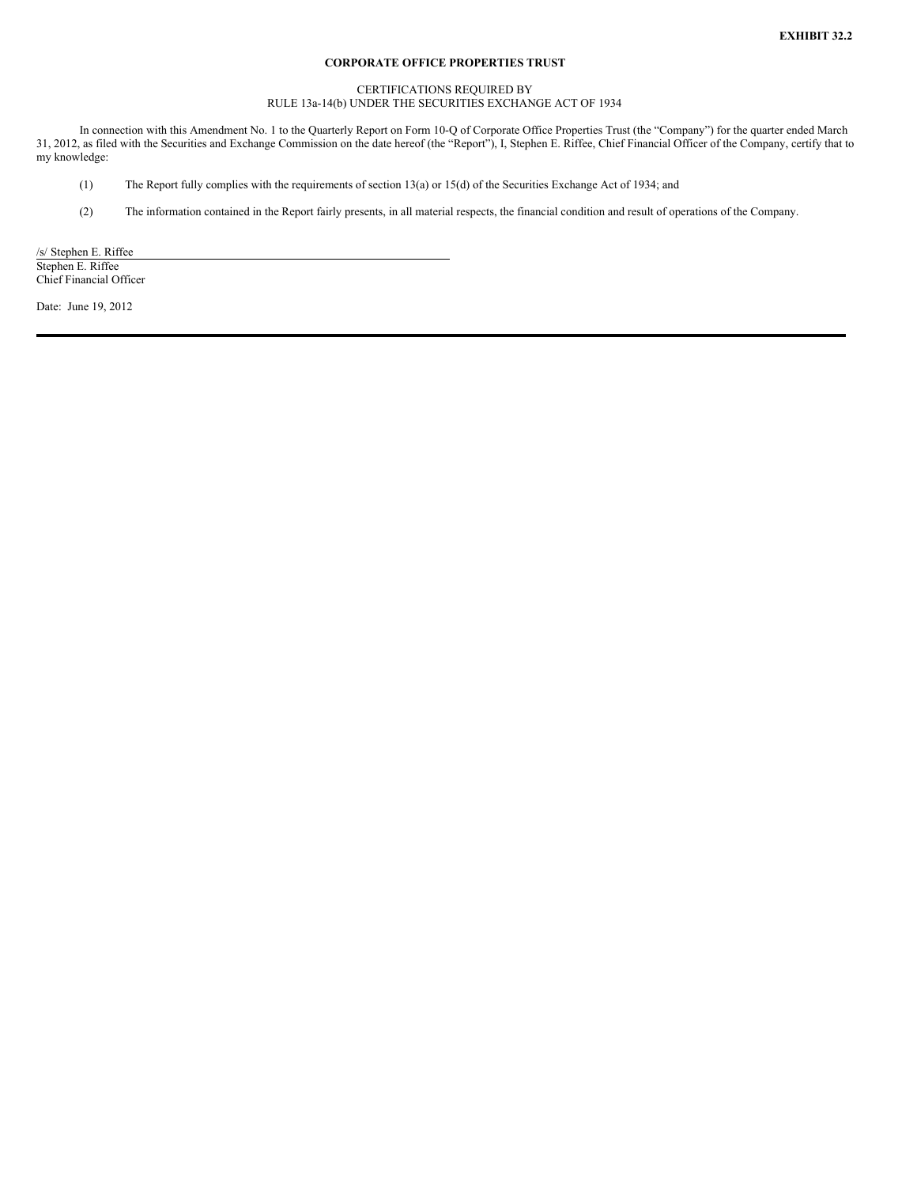**EXHIBIT 32.2**

**CORPORATE OFFICE PROPERTIES TRUST**

CERTIFICATIONS REQUIRED BY
RULE 13a-14(b) UNDER THE SECURITIES EXCHANGE ACT OF 1934

In connection with this Amendment No. 1 to the Quarterly Report on Form 10-Q of Corporate Office Properties Trust (the "Company") for the quarter ended March 31, 2012, as filed with the Securities and Exchange Commission on the date hereof (the "Report"), I, Stephen E. Riffee, Chief Financial Officer of the Company, certify that to my knowledge:

(1) The Report fully complies with the requirements of section 13(a) or 15(d) of the Securities Exchange Act of 1934; and

(2) The information contained in the Report fairly presents, in all material respects, the financial condition and result of operations of the Company.

/s/ Stephen E. Riffee
Stephen E. Riffee
Chief Financial Officer

Date: June 19, 2012